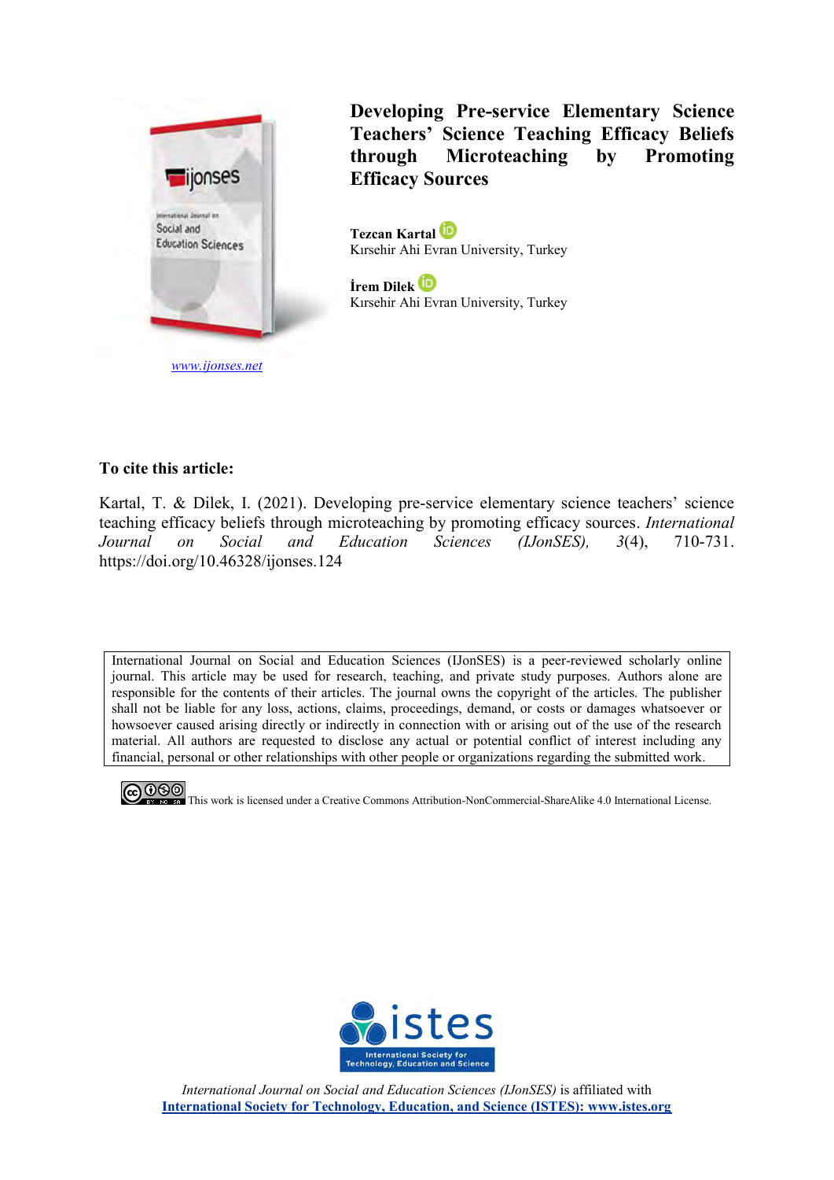# Developing Pre-service Elementary Science Teachers' Science Teaching Efficacy Beliefs through Microteaching by Promoting Efficacy Sources

**Tezcan Kartal**
Kırsehir Ahi Evran University, Turkey

**İrem Dilek**
Kırsehir Ahi Evran University, Turkey

www.ijonses.net

**To cite this article:**

Kartal, T. & Dilek, I. (2021). Developing pre-service elementary science teachers' science teaching efficacy beliefs through microteaching by promoting efficacy sources. *International Journal on Social and Education Sciences (IJonSES), 3*(4), 710-731. https://doi.org/10.46328/ijonses.124

International Journal on Social and Education Sciences (IJonSES) is a peer-reviewed scholarly online journal. This article may be used for research, teaching, and private study purposes. Authors alone are responsible for the contents of their articles. The journal owns the copyright of the articles. The publisher shall not be liable for any loss, actions, claims, proceedings, demand, or costs or damages whatsoever or howsoever caused arising directly or indirectly in connection with or arising out of the use of the research material. All authors are requested to disclose any actual or potential conflict of interest including any financial, personal or other relationships with other people or organizations regarding the submitted work.

This work is licensed under a Creative Commons Attribution-NonCommercial-ShareAlike 4.0 International License.

*International Journal on Social and Education Sciences (IJonSES)* is affiliated with **International Society for Technology, Education, and Science (ISTES): www.istes.org**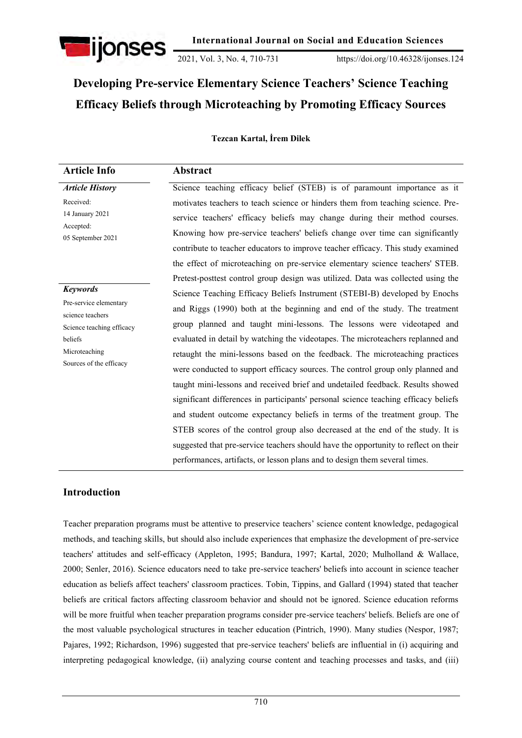# Developing Pre-service Elementary Science Teachers' Science Teaching Efficacy Beliefs through Microteaching by Promoting Efficacy Sources

**Tezcan Kartal, İrem Dilek**

| Article Info | Abstract |
|---|---|
| ***Article History*** | Science teaching efficacy belief (STEB) is of paramount importance as it motivates teachers to teach science or hinders them from teaching science. Pre-service teachers' efficacy beliefs may change during their method courses. Knowing how pre-service teachers' beliefs change over time can significantly contribute to teacher educators to improve teacher efficacy. This study examined the effect of microteaching on pre-service elementary science teachers' STEB. Pretest-posttest control group design was utilized. Data was collected using the Science Teaching Efficacy Beliefs Instrument (STEBI-B) developed by Enochs and Riggs (1990) both at the beginning and end of the study. The treatment group planned and taught mini-lessons. The lessons were videotaped and evaluated in detail by watching the videotapes. The microteachers replanned and retaught the mini-lessons based on the feedback. The microteaching practices were conducted to support efficacy sources. The control group only planned and taught mini-lessons and received brief and undetailed feedback. Results showed significant differences in participants' personal science teaching efficacy beliefs and student outcome expectancy beliefs in terms of the treatment group. The STEB scores of the control group also decreased at the end of the study. It is suggested that pre-service teachers should have the opportunity to reflect on their performances, artifacts, or lesson plans and to design them several times. |
| Received: 14 January 2021 | |
| Accepted: 05 September 2021 | |
| ***Keywords*** | |
| Pre-service elementary science teachers | |
| Science teaching efficacy beliefs | |
| Microteaching | |
| Sources of the efficacy | |

## Introduction

Teacher preparation programs must be attentive to preservice teachers' science content knowledge, pedagogical methods, and teaching skills, but should also include experiences that emphasize the development of pre-service teachers' attitudes and self-efficacy (Appleton, 1995; Bandura, 1997; Kartal, 2020; Mulholland & Wallace, 2000; Senler, 2016). Science educators need to take pre-service teachers' beliefs into account in science teacher education as beliefs affect teachers' classroom practices. Tobin, Tippins, and Gallard (1994) stated that teacher beliefs are critical factors affecting classroom behavior and should not be ignored. Science education reforms will be more fruitful when teacher preparation programs consider pre-service teachers' beliefs. Beliefs are one of the most valuable psychological structures in teacher education (Pintrich, 1990). Many studies (Nespor, 1987; Pajares, 1992; Richardson, 1996) suggested that pre-service teachers' beliefs are influential in (i) acquiring and interpreting pedagogical knowledge, (ii) analyzing course content and teaching processes and tasks, and (iii)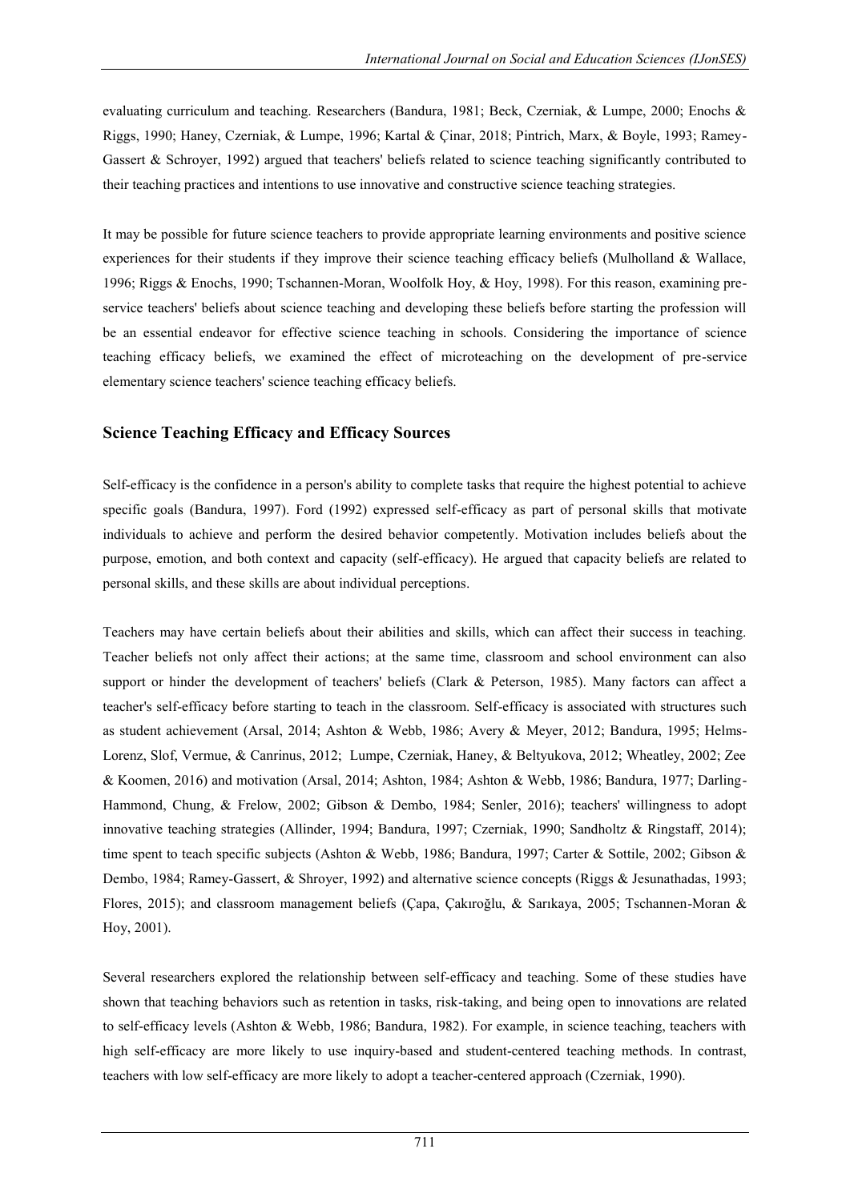evaluating curriculum and teaching. Researchers (Bandura, 1981; Beck, Czerniak, & Lumpe, 2000; Enochs & Riggs, 1990; Haney, Czerniak, & Lumpe, 1996; Kartal & Çinar, 2018; Pintrich, Marx, & Boyle, 1993; Ramey-Gassert & Schroyer, 1992) argued that teachers' beliefs related to science teaching significantly contributed to their teaching practices and intentions to use innovative and constructive science teaching strategies.

It may be possible for future science teachers to provide appropriate learning environments and positive science experiences for their students if they improve their science teaching efficacy beliefs (Mulholland & Wallace, 1996; Riggs & Enochs, 1990; Tschannen-Moran, Woolfolk Hoy, & Hoy, 1998). For this reason, examining pre-service teachers' beliefs about science teaching and developing these beliefs before starting the profession will be an essential endeavor for effective science teaching in schools. Considering the importance of science teaching efficacy beliefs, we examined the effect of microteaching on the development of pre-service elementary science teachers' science teaching efficacy beliefs.

## Science Teaching Efficacy and Efficacy Sources

Self-efficacy is the confidence in a person's ability to complete tasks that require the highest potential to achieve specific goals (Bandura, 1997). Ford (1992) expressed self-efficacy as part of personal skills that motivate individuals to achieve and perform the desired behavior competently. Motivation includes beliefs about the purpose, emotion, and both context and capacity (self-efficacy). He argued that capacity beliefs are related to personal skills, and these skills are about individual perceptions.

Teachers may have certain beliefs about their abilities and skills, which can affect their success in teaching. Teacher beliefs not only affect their actions; at the same time, classroom and school environment can also support or hinder the development of teachers' beliefs (Clark & Peterson, 1985). Many factors can affect a teacher's self-efficacy before starting to teach in the classroom. Self-efficacy is associated with structures such as student achievement (Arsal, 2014; Ashton & Webb, 1986; Avery & Meyer, 2012; Bandura, 1995; Helms-Lorenz, Slof, Vermue, & Canrinus, 2012; Lumpe, Czerniak, Haney, & Beltyukova, 2012; Wheatley, 2002; Zee & Koomen, 2016) and motivation (Arsal, 2014; Ashton, 1984; Ashton & Webb, 1986; Bandura, 1977; Darling-Hammond, Chung, & Frelow, 2002; Gibson & Dembo, 1984; Senler, 2016); teachers' willingness to adopt innovative teaching strategies (Allinder, 1994; Bandura, 1997; Czerniak, 1990; Sandholtz & Ringstaff, 2014); time spent to teach specific subjects (Ashton & Webb, 1986; Bandura, 1997; Carter & Sottile, 2002; Gibson & Dembo, 1984; Ramey-Gassert, & Shroyer, 1992) and alternative science concepts (Riggs & Jesunathadas, 1993; Flores, 2015); and classroom management beliefs (Çapa, Çakıroğlu, & Sarıkaya, 2005; Tschannen-Moran & Hoy, 2001).

Several researchers explored the relationship between self-efficacy and teaching. Some of these studies have shown that teaching behaviors such as retention in tasks, risk-taking, and being open to innovations are related to self-efficacy levels (Ashton & Webb, 1986; Bandura, 1982). For example, in science teaching, teachers with high self-efficacy are more likely to use inquiry-based and student-centered teaching methods. In contrast, teachers with low self-efficacy are more likely to adopt a teacher-centered approach (Czerniak, 1990).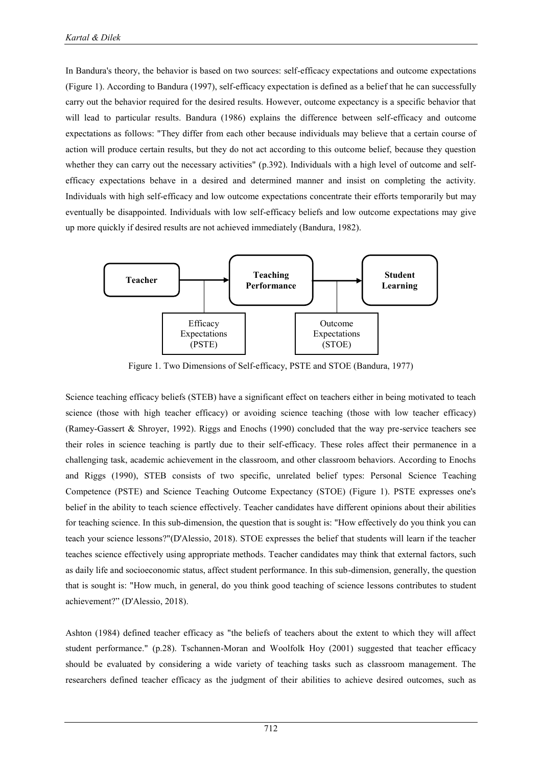In Bandura's theory, the behavior is based on two sources: self-efficacy expectations and outcome expectations (Figure 1). According to Bandura (1997), self-efficacy expectation is defined as a belief that he can successfully carry out the behavior required for the desired results. However, outcome expectancy is a specific behavior that will lead to particular results. Bandura (1986) explains the difference between self-efficacy and outcome expectations as follows: "They differ from each other because individuals may believe that a certain course of action will produce certain results, but they do not act according to this outcome belief, because they question whether they can carry out the necessary activities" (p.392). Individuals with a high level of outcome and self-efficacy expectations behave in a desired and determined manner and insist on completing the activity. Individuals with high self-efficacy and low outcome expectations concentrate their efforts temporarily but may eventually be disappointed. Individuals with low self-efficacy beliefs and low outcome expectations may give up more quickly if desired results are not achieved immediately (Bandura, 1982).

**Teacher** → **Teaching Performance** → **Student Learning**

Efficacy Expectations (PSTE) | Outcome Expectations (STOE)

Figure 1. Two Dimensions of Self-efficacy, PSTE and STOE (Bandura, 1977)

Science teaching efficacy beliefs (STEB) have a significant effect on teachers either in being motivated to teach science (those with high teacher efficacy) or avoiding science teaching (those with low teacher efficacy) (Ramey-Gassert & Shroyer, 1992). Riggs and Enochs (1990) concluded that the way pre-service teachers see their roles in science teaching is partly due to their self-efficacy. These roles affect their permanence in a challenging task, academic achievement in the classroom, and other classroom behaviors. According to Enochs and Riggs (1990), STEB consists of two specific, unrelated belief types: Personal Science Teaching Competence (PSTE) and Science Teaching Outcome Expectancy (STOE) (Figure 1). PSTE expresses one's belief in the ability to teach science effectively. Teacher candidates have different opinions about their abilities for teaching science. In this sub-dimension, the question that is sought is: "How effectively do you think you can teach your science lessons?"(D'Alessio, 2018). STOE expresses the belief that students will learn if the teacher teaches science effectively using appropriate methods. Teacher candidates may think that external factors, such as daily life and socioeconomic status, affect student performance. In this sub-dimension, generally, the question that is sought is: "How much, in general, do you think good teaching of science lessons contributes to student achievement?" (D'Alessio, 2018).

Ashton (1984) defined teacher efficacy as "the beliefs of teachers about the extent to which they will affect student performance." (p.28). Tschannen-Moran and Woolfolk Hoy (2001) suggested that teacher efficacy should be evaluated by considering a wide variety of teaching tasks such as classroom management. The researchers defined teacher efficacy as the judgment of their abilities to achieve desired outcomes, such as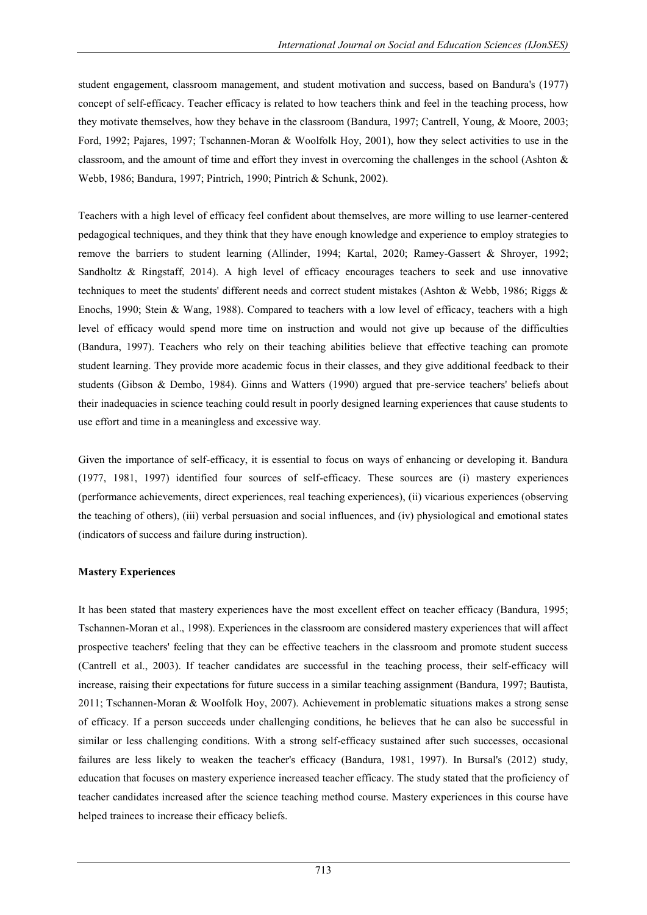student engagement, classroom management, and student motivation and success, based on Bandura's (1977) concept of self-efficacy. Teacher efficacy is related to how teachers think and feel in the teaching process, how they motivate themselves, how they behave in the classroom (Bandura, 1997; Cantrell, Young, & Moore, 2003; Ford, 1992; Pajares, 1997; Tschannen-Moran & Woolfolk Hoy, 2001), how they select activities to use in the classroom, and the amount of time and effort they invest in overcoming the challenges in the school (Ashton & Webb, 1986; Bandura, 1997; Pintrich, 1990; Pintrich & Schunk, 2002).

Teachers with a high level of efficacy feel confident about themselves, are more willing to use learner-centered pedagogical techniques, and they think that they have enough knowledge and experience to employ strategies to remove the barriers to student learning (Allinder, 1994; Kartal, 2020; Ramey-Gassert & Shroyer, 1992; Sandholtz & Ringstaff, 2014). A high level of efficacy encourages teachers to seek and use innovative techniques to meet the students' different needs and correct student mistakes (Ashton & Webb, 1986; Riggs & Enochs, 1990; Stein & Wang, 1988). Compared to teachers with a low level of efficacy, teachers with a high level of efficacy would spend more time on instruction and would not give up because of the difficulties (Bandura, 1997). Teachers who rely on their teaching abilities believe that effective teaching can promote student learning. They provide more academic focus in their classes, and they give additional feedback to their students (Gibson & Dembo, 1984). Ginns and Watters (1990) argued that pre-service teachers' beliefs about their inadequacies in science teaching could result in poorly designed learning experiences that cause students to use effort and time in a meaningless and excessive way.

Given the importance of self-efficacy, it is essential to focus on ways of enhancing or developing it. Bandura (1977, 1981, 1997) identified four sources of self-efficacy. These sources are (i) mastery experiences (performance achievements, direct experiences, real teaching experiences), (ii) vicarious experiences (observing the teaching of others), (iii) verbal persuasion and social influences, and (iv) physiological and emotional states (indicators of success and failure during instruction).

**Mastery Experiences**

It has been stated that mastery experiences have the most excellent effect on teacher efficacy (Bandura, 1995; Tschannen-Moran et al., 1998). Experiences in the classroom are considered mastery experiences that will affect prospective teachers' feeling that they can be effective teachers in the classroom and promote student success (Cantrell et al., 2003). If teacher candidates are successful in the teaching process, their self-efficacy will increase, raising their expectations for future success in a similar teaching assignment (Bandura, 1997; Bautista, 2011; Tschannen-Moran & Woolfolk Hoy, 2007). Achievement in problematic situations makes a strong sense of efficacy. If a person succeeds under challenging conditions, he believes that he can also be successful in similar or less challenging conditions. With a strong self-efficacy sustained after such successes, occasional failures are less likely to weaken the teacher's efficacy (Bandura, 1981, 1997). In Bursal's (2012) study, education that focuses on mastery experience increased teacher efficacy. The study stated that the proficiency of teacher candidates increased after the science teaching method course. Mastery experiences in this course have helped trainees to increase their efficacy beliefs.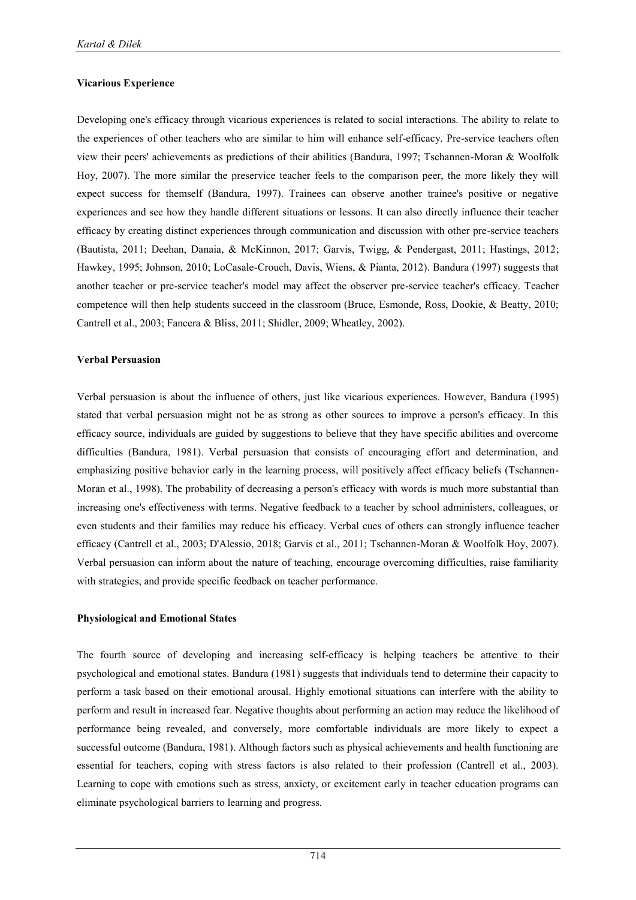### Vicarious Experience

Developing one's efficacy through vicarious experiences is related to social interactions. The ability to relate to the experiences of other teachers who are similar to him will enhance self-efficacy. Pre-service teachers often view their peers' achievements as predictions of their abilities (Bandura, 1997; Tschannen-Moran & Woolfolk Hoy, 2007). The more similar the preservice teacher feels to the comparison peer, the more likely they will expect success for themself (Bandura, 1997). Trainees can observe another trainee's positive or negative experiences and see how they handle different situations or lessons. It can also directly influence their teacher efficacy by creating distinct experiences through communication and discussion with other pre-service teachers (Bautista, 2011; Deehan, Danaia, & McKinnon, 2017; Garvis, Twigg, & Pendergast, 2011; Hastings, 2012; Hawkey, 1995; Johnson, 2010; LoCasale-Crouch, Davis, Wiens, & Pianta, 2012). Bandura (1997) suggests that another teacher or pre-service teacher's model may affect the observer pre-service teacher's efficacy. Teacher competence will then help students succeed in the classroom (Bruce, Esmonde, Ross, Dookie, & Beatty, 2010; Cantrell et al., 2003; Fancera & Bliss, 2011; Shidler, 2009; Wheatley, 2002).

### Verbal Persuasion

Verbal persuasion is about the influence of others, just like vicarious experiences. However, Bandura (1995) stated that verbal persuasion might not be as strong as other sources to improve a person's efficacy. In this efficacy source, individuals are guided by suggestions to believe that they have specific abilities and overcome difficulties (Bandura, 1981). Verbal persuasion that consists of encouraging effort and determination, and emphasizing positive behavior early in the learning process, will positively affect efficacy beliefs (Tschannen-Moran et al., 1998). The probability of decreasing a person's efficacy with words is much more substantial than increasing one's effectiveness with terms. Negative feedback to a teacher by school administers, colleagues, or even students and their families may reduce his efficacy. Verbal cues of others can strongly influence teacher efficacy (Cantrell et al., 2003; D'Alessio, 2018; Garvis et al., 2011; Tschannen-Moran & Woolfolk Hoy, 2007). Verbal persuasion can inform about the nature of teaching, encourage overcoming difficulties, raise familiarity with strategies, and provide specific feedback on teacher performance.

### Physiological and Emotional States

The fourth source of developing and increasing self-efficacy is helping teachers be attentive to their psychological and emotional states. Bandura (1981) suggests that individuals tend to determine their capacity to perform a task based on their emotional arousal. Highly emotional situations can interfere with the ability to perform and result in increased fear. Negative thoughts about performing an action may reduce the likelihood of performance being revealed, and conversely, more comfortable individuals are more likely to expect a successful outcome (Bandura, 1981). Although factors such as physical achievements and health functioning are essential for teachers, coping with stress factors is also related to their profession (Cantrell et al., 2003). Learning to cope with emotions such as stress, anxiety, or excitement early in teacher education programs can eliminate psychological barriers to learning and progress.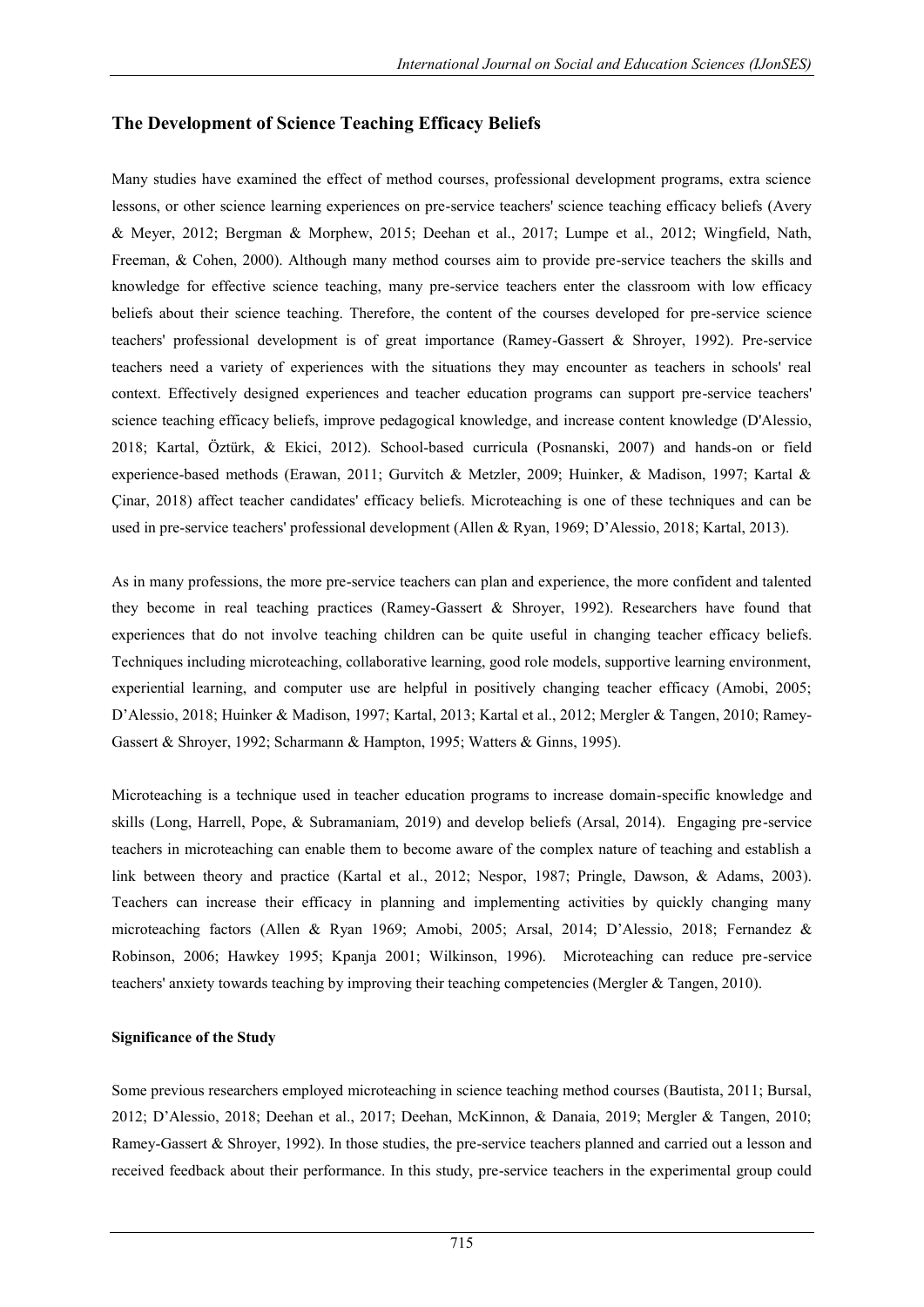## The Development of Science Teaching Efficacy Beliefs

Many studies have examined the effect of method courses, professional development programs, extra science lessons, or other science learning experiences on pre-service teachers' science teaching efficacy beliefs (Avery & Meyer, 2012; Bergman & Morphew, 2015; Deehan et al., 2017; Lumpe et al., 2012; Wingfield, Nath, Freeman, & Cohen, 2000). Although many method courses aim to provide pre-service teachers the skills and knowledge for effective science teaching, many pre-service teachers enter the classroom with low efficacy beliefs about their science teaching. Therefore, the content of the courses developed for pre-service science teachers' professional development is of great importance (Ramey-Gassert & Shroyer, 1992). Pre-service teachers need a variety of experiences with the situations they may encounter as teachers in schools' real context. Effectively designed experiences and teacher education programs can support pre-service teachers' science teaching efficacy beliefs, improve pedagogical knowledge, and increase content knowledge (D'Alessio, 2018; Kartal, Öztürk, & Ekici, 2012). School-based curricula (Posnanski, 2007) and hands-on or field experience-based methods (Erawan, 2011; Gurvitch & Metzler, 2009; Huinker, & Madison, 1997; Kartal & Çinar, 2018) affect teacher candidates' efficacy beliefs. Microteaching is one of these techniques and can be used in pre-service teachers' professional development (Allen & Ryan, 1969; D'Alessio, 2018; Kartal, 2013).

As in many professions, the more pre-service teachers can plan and experience, the more confident and talented they become in real teaching practices (Ramey-Gassert & Shroyer, 1992). Researchers have found that experiences that do not involve teaching children can be quite useful in changing teacher efficacy beliefs. Techniques including microteaching, collaborative learning, good role models, supportive learning environment, experiential learning, and computer use are helpful in positively changing teacher efficacy (Amobi, 2005; D'Alessio, 2018; Huinker & Madison, 1997; Kartal, 2013; Kartal et al., 2012; Mergler & Tangen, 2010; Ramey-Gassert & Shroyer, 1992; Scharmann & Hampton, 1995; Watters & Ginns, 1995).

Microteaching is a technique used in teacher education programs to increase domain-specific knowledge and skills (Long, Harrell, Pope, & Subramaniam, 2019) and develop beliefs (Arsal, 2014). Engaging pre-service teachers in microteaching can enable them to become aware of the complex nature of teaching and establish a link between theory and practice (Kartal et al., 2012; Nespor, 1987; Pringle, Dawson, & Adams, 2003). Teachers can increase their efficacy in planning and implementing activities by quickly changing many microteaching factors (Allen & Ryan 1969; Amobi, 2005; Arsal, 2014; D'Alessio, 2018; Fernandez & Robinson, 2006; Hawkey 1995; Kpanja 2001; Wilkinson, 1996). Microteaching can reduce pre-service teachers' anxiety towards teaching by improving their teaching competencies (Mergler & Tangen, 2010).

### Significance of the Study

Some previous researchers employed microteaching in science teaching method courses (Bautista, 2011; Bursal, 2012; D'Alessio, 2018; Deehan et al., 2017; Deehan, McKinnon, & Danaia, 2019; Mergler & Tangen, 2010; Ramey-Gassert & Shroyer, 1992). In those studies, the pre-service teachers planned and carried out a lesson and received feedback about their performance. In this study, pre-service teachers in the experimental group could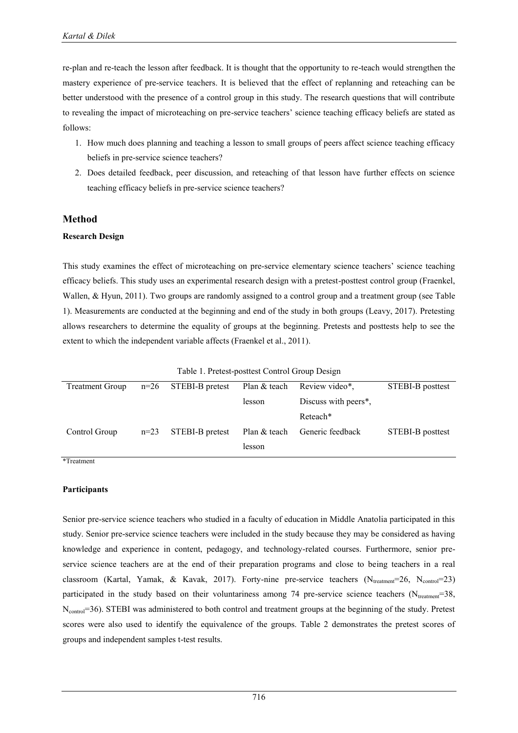re-plan and re-teach the lesson after feedback. It is thought that the opportunity to re-teach would strengthen the mastery experience of pre-service teachers. It is believed that the effect of replanning and reteaching can be better understood with the presence of a control group in this study. The research questions that will contribute to revealing the impact of microteaching on pre-service teachers' science teaching efficacy beliefs are stated as follows:

1. How much does planning and teaching a lesson to small groups of peers affect science teaching efficacy beliefs in pre-service science teachers?
2. Does detailed feedback, peer discussion, and reteaching of that lesson have further effects on science teaching efficacy beliefs in pre-service science teachers?

## Method

### Research Design

This study examines the effect of microteaching on pre-service elementary science teachers' science teaching efficacy beliefs. This study uses an experimental research design with a pretest-posttest control group (Fraenkel, Wallen, & Hyun, 2011). Two groups are randomly assigned to a control group and a treatment group (see Table 1). Measurements are conducted at the beginning and end of the study in both groups (Leavy, 2017). Pretesting allows researchers to determine the equality of groups at the beginning. Pretests and posttests help to see the extent to which the independent variable affects (Fraenkel et al., 2011).

Table 1. Pretest-posttest Control Group Design

| | | | | | |
|---|---|---|---|---|---|
| Treatment Group | n=26 | STEBI-B pretest | Plan & teach lesson | Review video*, Discuss with peers*, Reteach* | STEBI-B posttest |
| Control Group | n=23 | STEBI-B pretest | Plan & teach lesson | Generic feedback | STEBI-B posttest |

*Treatment

### Participants

Senior pre-service science teachers who studied in a faculty of education in Middle Anatolia participated in this study. Senior pre-service science teachers were included in the study because they may be considered as having knowledge and experience in content, pedagogy, and technology-related courses. Furthermore, senior pre-service science teachers are at the end of their preparation programs and close to being teachers in a real classroom (Kartal, Yamak, & Kavak, 2017). Forty-nine pre-service teachers ($N_{treatment}$=26, $N_{control}$=23) participated in the study based on their voluntariness among 74 pre-service science teachers ($N_{treatment}$=38, $N_{control}$=36). STEBI was administered to both control and treatment groups at the beginning of the study. Pretest scores were also used to identify the equivalence of the groups. Table 2 demonstrates the pretest scores of groups and independent samples t-test results.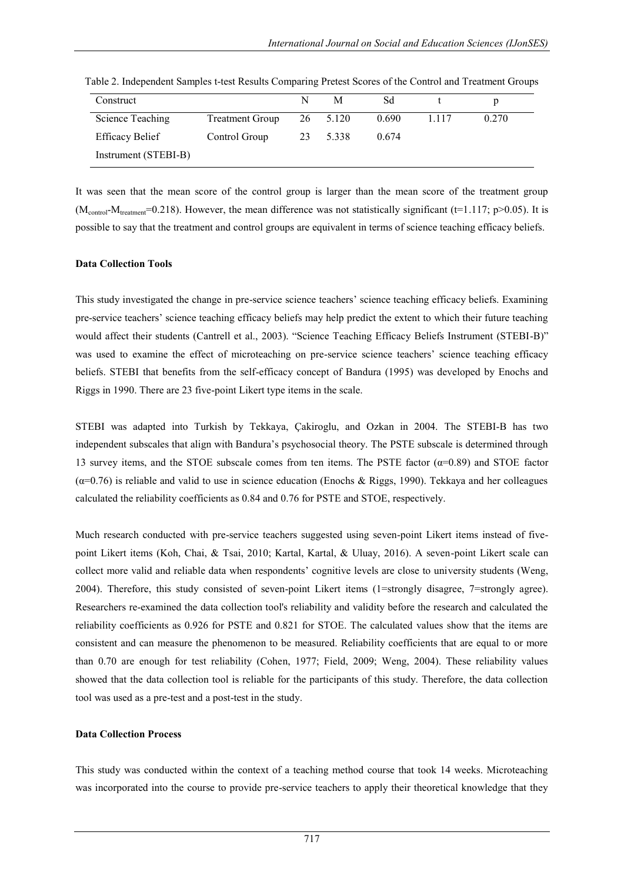Table 2. Independent Samples t-test Results Comparing Pretest Scores of the Control and Treatment Groups

| Construct | | N | M | Sd | t | p |
|---|---|---|---|---|---|---|
| Science Teaching Efficacy Belief Instrument (STEBI-B) | Treatment Group | 26 | 5.120 | 0.690 | 1.117 | 0.270 |
| | Control Group | 23 | 5.338 | 0.674 | | |

It was seen that the mean score of the control group is larger than the mean score of the treatment group ($M_{control}$-$M_{treatment}$=0.218). However, the mean difference was not statistically significant ($t=1.117$; $p>0.05$). It is possible to say that the treatment and control groups are equivalent in terms of science teaching efficacy beliefs.

**Data Collection Tools**

This study investigated the change in pre-service science teachers' science teaching efficacy beliefs. Examining pre-service teachers' science teaching efficacy beliefs may help predict the extent to which their future teaching would affect their students (Cantrell et al., 2003). "Science Teaching Efficacy Beliefs Instrument (STEBI-B)" was used to examine the effect of microteaching on pre-service science teachers' science teaching efficacy beliefs. STEBI that benefits from the self-efficacy concept of Bandura (1995) was developed by Enochs and Riggs in 1990. There are 23 five-point Likert type items in the scale.

STEBI was adapted into Turkish by Tekkaya, Çakiroglu, and Ozkan in 2004. The STEBI-B has two independent subscales that align with Bandura's psychosocial theory. The PSTE subscale is determined through 13 survey items, and the STOE subscale comes from ten items. The PSTE factor ($\alpha$=0.89) and STOE factor ($\alpha$=0.76) is reliable and valid to use in science education (Enochs & Riggs, 1990). Tekkaya and her colleagues calculated the reliability coefficients as 0.84 and 0.76 for PSTE and STOE, respectively.

Much research conducted with pre-service teachers suggested using seven-point Likert items instead of five-point Likert items (Koh, Chai, & Tsai, 2010; Kartal, Kartal, & Uluay, 2016). A seven-point Likert scale can collect more valid and reliable data when respondents' cognitive levels are close to university students (Weng, 2004). Therefore, this study consisted of seven-point Likert items (1=strongly disagree, 7=strongly agree). Researchers re-examined the data collection tool's reliability and validity before the research and calculated the reliability coefficients as 0.926 for PSTE and 0.821 for STOE. The calculated values show that the items are consistent and can measure the phenomenon to be measured. Reliability coefficients that are equal to or more than 0.70 are enough for test reliability (Cohen, 1977; Field, 2009; Weng, 2004). These reliability values showed that the data collection tool is reliable for the participants of this study. Therefore, the data collection tool was used as a pre-test and a post-test in the study.

**Data Collection Process**

This study was conducted within the context of a teaching method course that took 14 weeks. Microteaching was incorporated into the course to provide pre-service teachers to apply their theoretical knowledge that they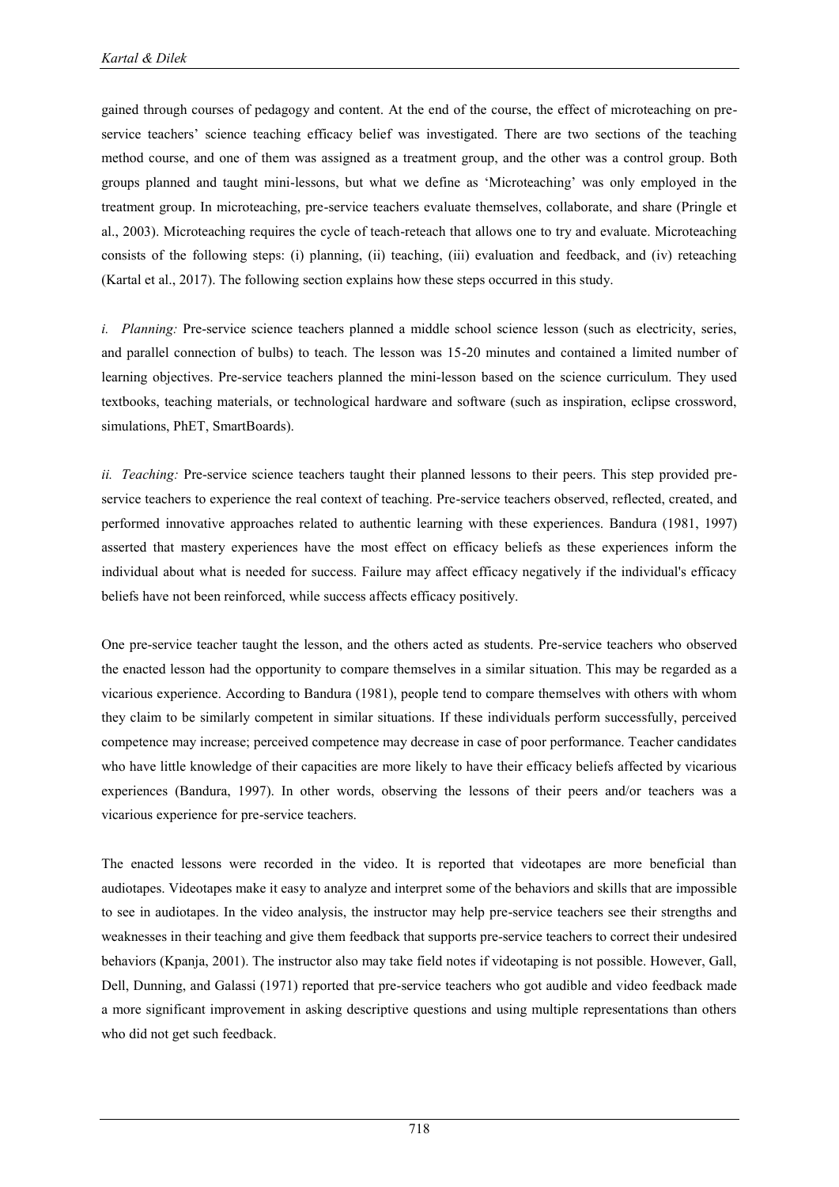gained through courses of pedagogy and content. At the end of the course, the effect of microteaching on pre-service teachers' science teaching efficacy belief was investigated. There are two sections of the teaching method course, and one of them was assigned as a treatment group, and the other was a control group. Both groups planned and taught mini-lessons, but what we define as 'Microteaching' was only employed in the treatment group. In microteaching, pre-service teachers evaluate themselves, collaborate, and share (Pringle et al., 2003). Microteaching requires the cycle of teach-reteach that allows one to try and evaluate. Microteaching consists of the following steps: (i) planning, (ii) teaching, (iii) evaluation and feedback, and (iv) reteaching (Kartal et al., 2017). The following section explains how these steps occurred in this study.

*i. Planning:* Pre-service science teachers planned a middle school science lesson (such as electricity, series, and parallel connection of bulbs) to teach. The lesson was 15-20 minutes and contained a limited number of learning objectives. Pre-service teachers planned the mini-lesson based on the science curriculum. They used textbooks, teaching materials, or technological hardware and software (such as inspiration, eclipse crossword, simulations, PhET, SmartBoards).

*ii. Teaching:* Pre-service science teachers taught their planned lessons to their peers. This step provided pre-service teachers to experience the real context of teaching. Pre-service teachers observed, reflected, created, and performed innovative approaches related to authentic learning with these experiences. Bandura (1981, 1997) asserted that mastery experiences have the most effect on efficacy beliefs as these experiences inform the individual about what is needed for success. Failure may affect efficacy negatively if the individual's efficacy beliefs have not been reinforced, while success affects efficacy positively.

One pre-service teacher taught the lesson, and the others acted as students. Pre-service teachers who observed the enacted lesson had the opportunity to compare themselves in a similar situation. This may be regarded as a vicarious experience. According to Bandura (1981), people tend to compare themselves with others with whom they claim to be similarly competent in similar situations. If these individuals perform successfully, perceived competence may increase; perceived competence may decrease in case of poor performance. Teacher candidates who have little knowledge of their capacities are more likely to have their efficacy beliefs affected by vicarious experiences (Bandura, 1997). In other words, observing the lessons of their peers and/or teachers was a vicarious experience for pre-service teachers.

The enacted lessons were recorded in the video. It is reported that videotapes are more beneficial than audiotapes. Videotapes make it easy to analyze and interpret some of the behaviors and skills that are impossible to see in audiotapes. In the video analysis, the instructor may help pre-service teachers see their strengths and weaknesses in their teaching and give them feedback that supports pre-service teachers to correct their undesired behaviors (Kpanja, 2001). The instructor also may take field notes if videotaping is not possible. However, Gall, Dell, Dunning, and Galassi (1971) reported that pre-service teachers who got audible and video feedback made a more significant improvement in asking descriptive questions and using multiple representations than others who did not get such feedback.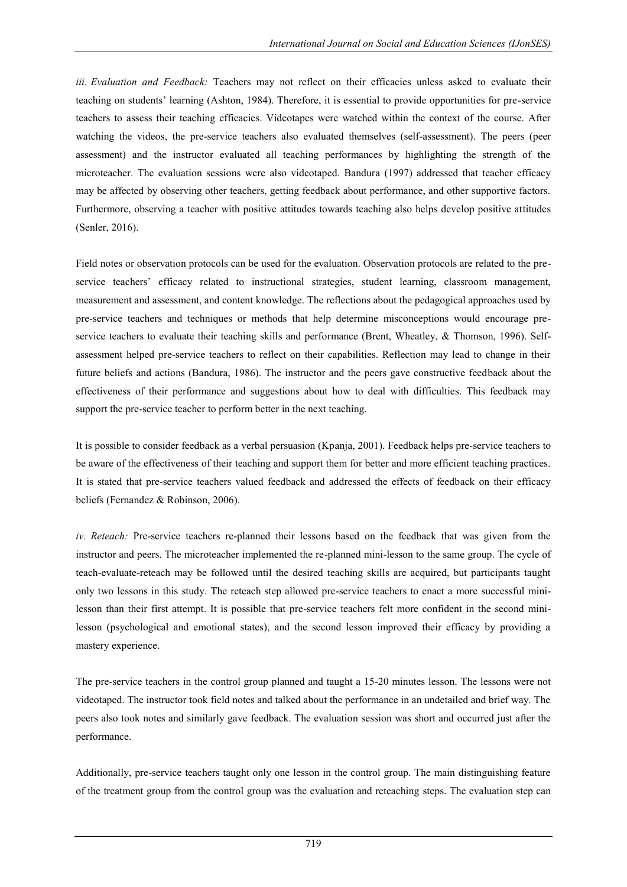*iii. Evaluation and Feedback:* Teachers may not reflect on their efficacies unless asked to evaluate their teaching on students' learning (Ashton, 1984). Therefore, it is essential to provide opportunities for pre-service teachers to assess their teaching efficacies. Videotapes were watched within the context of the course. After watching the videos, the pre-service teachers also evaluated themselves (self-assessment). The peers (peer assessment) and the instructor evaluated all teaching performances by highlighting the strength of the microteacher. The evaluation sessions were also videotaped. Bandura (1997) addressed that teacher efficacy may be affected by observing other teachers, getting feedback about performance, and other supportive factors. Furthermore, observing a teacher with positive attitudes towards teaching also helps develop positive attitudes (Senler, 2016).

Field notes or observation protocols can be used for the evaluation. Observation protocols are related to the pre-service teachers' efficacy related to instructional strategies, student learning, classroom management, measurement and assessment, and content knowledge. The reflections about the pedagogical approaches used by pre-service teachers and techniques or methods that help determine misconceptions would encourage pre-service teachers to evaluate their teaching skills and performance (Brent, Wheatley, & Thomson, 1996). Self-assessment helped pre-service teachers to reflect on their capabilities. Reflection may lead to change in their future beliefs and actions (Bandura, 1986). The instructor and the peers gave constructive feedback about the effectiveness of their performance and suggestions about how to deal with difficulties. This feedback may support the pre-service teacher to perform better in the next teaching.

It is possible to consider feedback as a verbal persuasion (Kpanja, 2001). Feedback helps pre-service teachers to be aware of the effectiveness of their teaching and support them for better and more efficient teaching practices. It is stated that pre-service teachers valued feedback and addressed the effects of feedback on their efficacy beliefs (Fernandez & Robinson, 2006).

*iv. Reteach:* Pre-service teachers re-planned their lessons based on the feedback that was given from the instructor and peers. The microteacher implemented the re-planned mini-lesson to the same group. The cycle of teach-evaluate-reteach may be followed until the desired teaching skills are acquired, but participants taught only two lessons in this study. The reteach step allowed pre-service teachers to enact a more successful mini-lesson than their first attempt. It is possible that pre-service teachers felt more confident in the second mini-lesson (psychological and emotional states), and the second lesson improved their efficacy by providing a mastery experience.

The pre-service teachers in the control group planned and taught a 15-20 minutes lesson. The lessons were not videotaped. The instructor took field notes and talked about the performance in an undetailed and brief way. The peers also took notes and similarly gave feedback. The evaluation session was short and occurred just after the performance.

Additionally, pre-service teachers taught only one lesson in the control group. The main distinguishing feature of the treatment group from the control group was the evaluation and reteaching steps. The evaluation step can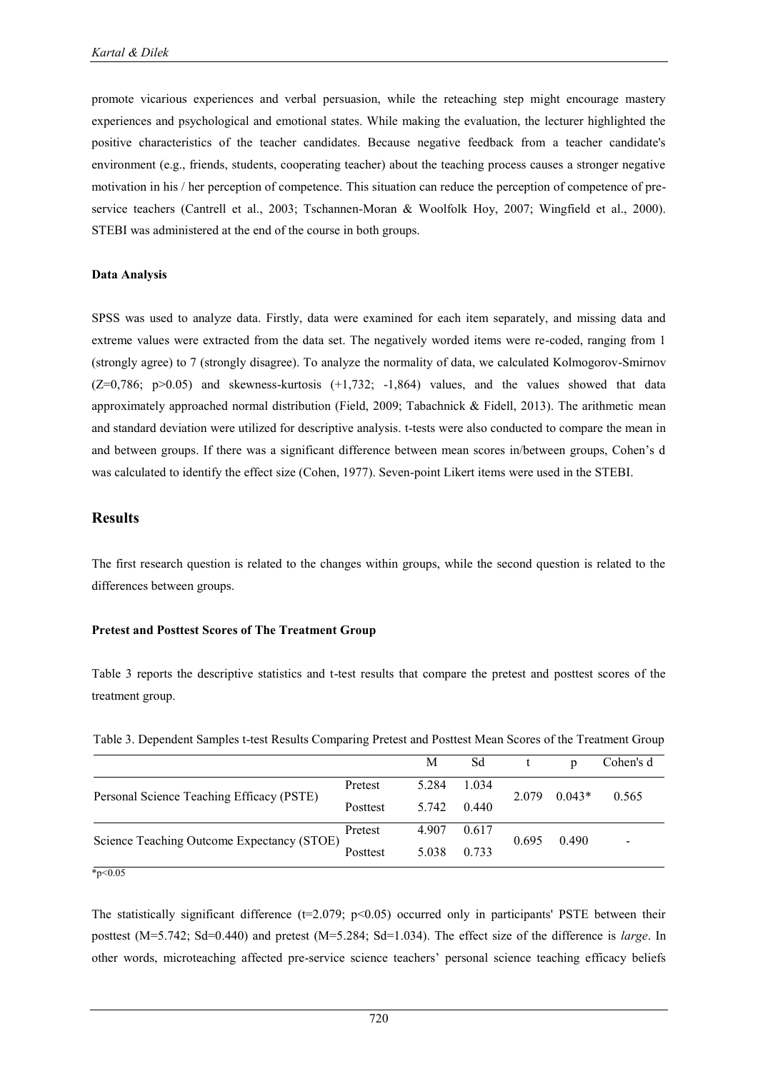promote vicarious experiences and verbal persuasion, while the reteaching step might encourage mastery experiences and psychological and emotional states. While making the evaluation, the lecturer highlighted the positive characteristics of the teacher candidates. Because negative feedback from a teacher candidate's environment (e.g., friends, students, cooperating teacher) about the teaching process causes a stronger negative motivation in his / her perception of competence. This situation can reduce the perception of competence of pre-service teachers (Cantrell et al., 2003; Tschannen-Moran & Woolfolk Hoy, 2007; Wingfield et al., 2000). STEBI was administered at the end of the course in both groups.

**Data Analysis**

SPSS was used to analyze data. Firstly, data were examined for each item separately, and missing data and extreme values were extracted from the data set. The negatively worded items were re-coded, ranging from 1 (strongly agree) to 7 (strongly disagree). To analyze the normality of data, we calculated Kolmogorov-Smirnov ($Z$=0,786; $p$>0.05) and skewness-kurtosis (+1,732; -1,864) values, and the values showed that data approximately approached normal distribution (Field, 2009; Tabachnick & Fidell, 2013). The arithmetic mean and standard deviation were utilized for descriptive analysis. t-tests were also conducted to compare the mean in and between groups. If there was a significant difference between mean scores in/between groups, Cohen's d was calculated to identify the effect size (Cohen, 1977). Seven-point Likert items were used in the STEBI.

## Results

The first research question is related to the changes within groups, while the second question is related to the differences between groups.

**Pretest and Posttest Scores of The Treatment Group**

Table 3 reports the descriptive statistics and t-test results that compare the pretest and posttest scores of the treatment group.

Table 3. Dependent Samples t-test Results Comparing Pretest and Posttest Mean Scores of the Treatment Group

| | | M | Sd | t | p | Cohen's d |
|---|---|---|---|---|---|---|
| Personal Science Teaching Efficacy (PSTE) | Pretest | 5.284 | 1.034 | 2.079 | 0.043* | 0.565 |
| | Posttest | 5.742 | 0.440 | | | |
| Science Teaching Outcome Expectancy (STOE) | Pretest | 4.907 | 0.617 | 0.695 | 0.490 | - |
| | Posttest | 5.038 | 0.733 | | | |

*$p<0.05$

The statistically significant difference ($t$=2.079; $p<0.05$) occurred only in participants' PSTE between their posttest (M=5.742; Sd=0.440) and pretest (M=5.284; Sd=1.034). The effect size of the difference is *large*. In other words, microteaching affected pre-service science teachers' personal science teaching efficacy beliefs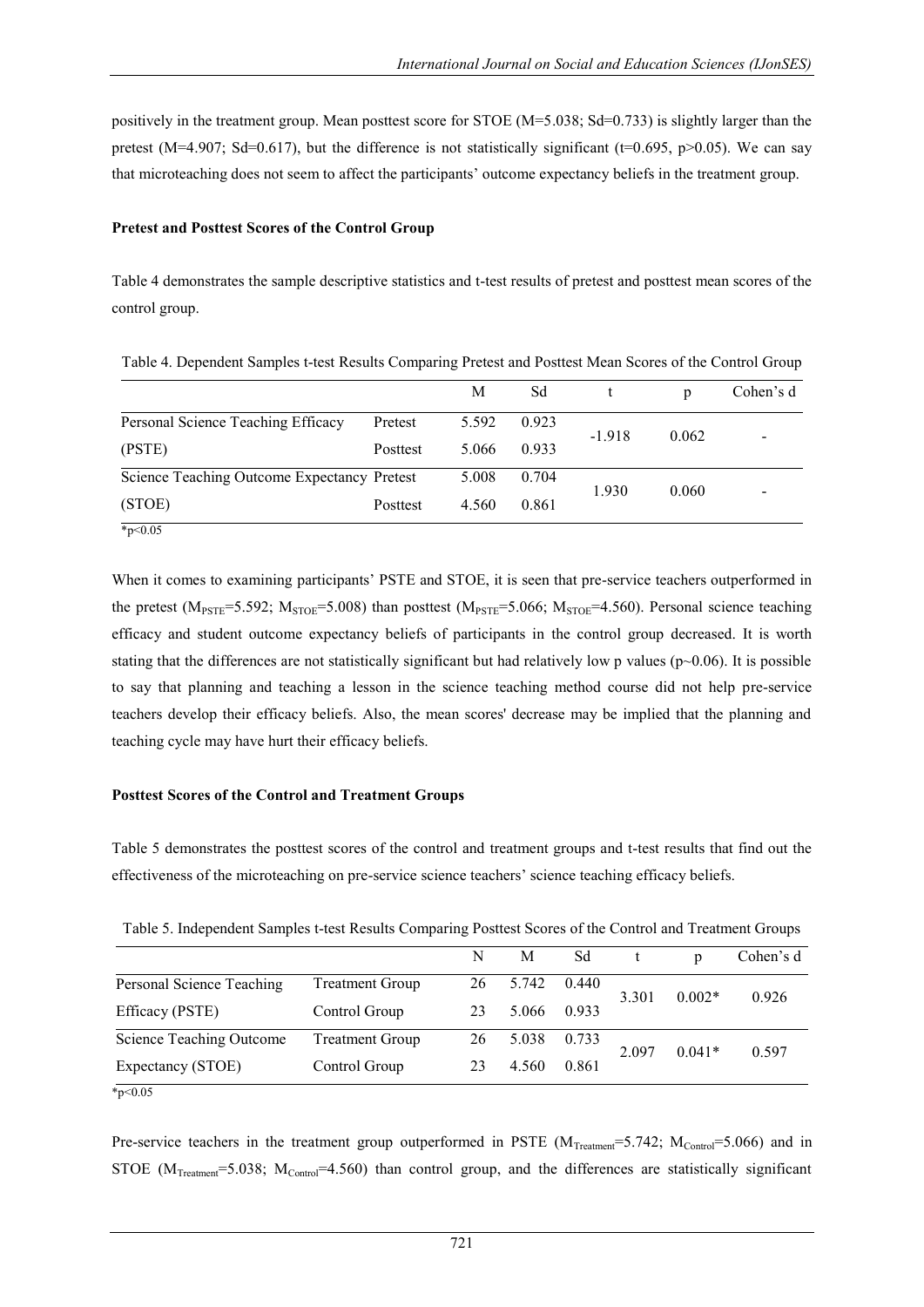positively in the treatment group. Mean posttest score for STOE (M=5.038; Sd=0.733) is slightly larger than the pretest (M=4.907; Sd=0.617), but the difference is not statistically significant (t=0.695, p>0.05). We can say that microteaching does not seem to affect the participants' outcome expectancy beliefs in the treatment group.

**Pretest and Posttest Scores of the Control Group**

Table 4 demonstrates the sample descriptive statistics and t-test results of pretest and posttest mean scores of the control group.

Table 4. Dependent Samples t-test Results Comparing Pretest and Posttest Mean Scores of the Control Group

| | | M | Sd | t | p | Cohen's d |
|---|---|---|---|---|---|---|
| Personal Science Teaching Efficacy (PSTE) | Pretest | 5.592 | 0.923 | -1.918 | 0.062 | - |
| | Posttest | 5.066 | 0.933 | | | |
| Science Teaching Outcome Expectancy (STOE) | Pretest | 5.008 | 0.704 | 1.930 | 0.060 | - |
| | Posttest | 4.560 | 0.861 | | | |

*p<0.05

When it comes to examining participants' PSTE and STOE, it is seen that pre-service teachers outperformed in the pretest ($M_{PSTE}$=5.592; $M_{STOE}$=5.008) than posttest ($M_{PSTE}$=5.066; $M_{STOE}$=4.560). Personal science teaching efficacy and student outcome expectancy beliefs of participants in the control group decreased. It is worth stating that the differences are not statistically significant but had relatively low p values (p~0.06). It is possible to say that planning and teaching a lesson in the science teaching method course did not help pre-service teachers develop their efficacy beliefs. Also, the mean scores' decrease may be implied that the planning and teaching cycle may have hurt their efficacy beliefs.

**Posttest Scores of the Control and Treatment Groups**

Table 5 demonstrates the posttest scores of the control and treatment groups and t-test results that find out the effectiveness of the microteaching on pre-service science teachers' science teaching efficacy beliefs.

Table 5. Independent Samples t-test Results Comparing Posttest Scores of the Control and Treatment Groups

| | | N | M | Sd | t | p | Cohen's d |
|---|---|---|---|---|---|---|---|
| Personal Science Teaching Efficacy (PSTE) | Treatment Group | 26 | 5.742 | 0.440 | 3.301 | 0.002* | 0.926 |
| | Control Group | 23 | 5.066 | 0.933 | | | |
| Science Teaching Outcome Expectancy (STOE) | Treatment Group | 26 | 5.038 | 0.733 | 2.097 | 0.041* | 0.597 |
| | Control Group | 23 | 4.560 | 0.861 | | | |

*p<0.05

Pre-service teachers in the treatment group outperformed in PSTE ($M_{Treatment}$=5.742; $M_{Control}$=5.066) and in STOE ($M_{Treatment}$=5.038; $M_{Control}$=4.560) than control group, and the differences are statistically significant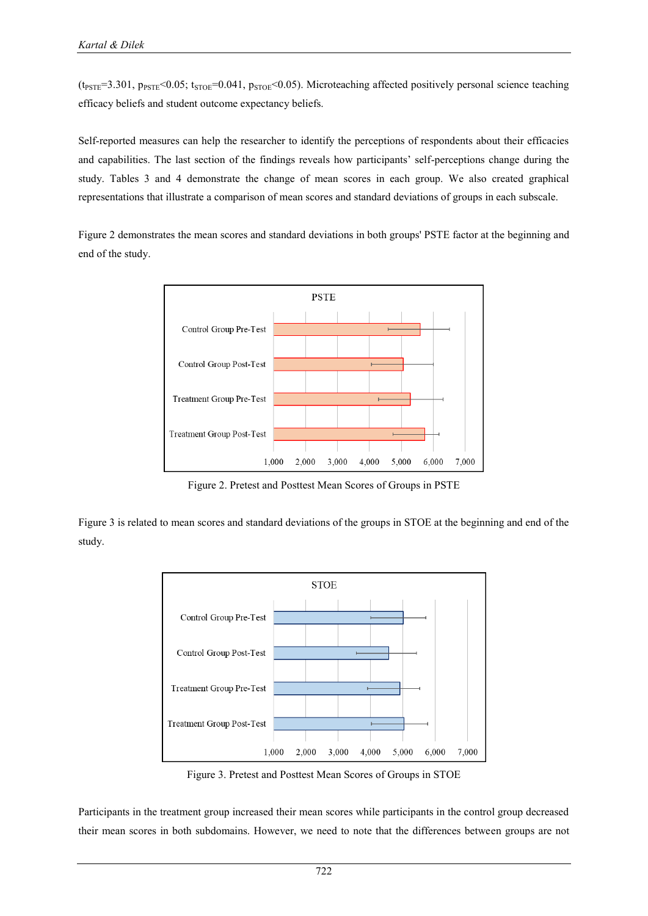($t_{PSTE}$=3.301, $p_{PSTE}$<0.05; $t_{STOE}$=0.041, $p_{STOE}$<0.05). Microteaching affected positively personal science teaching efficacy beliefs and student outcome expectancy beliefs.

Self-reported measures can help the researcher to identify the perceptions of respondents about their efficacies and capabilities. The last section of the findings reveals how participants' self-perceptions change during the study. Tables 3 and 4 demonstrate the change of mean scores in each group. We also created graphical representations that illustrate a comparison of mean scores and standard deviations of groups in each subscale.

Figure 2 demonstrates the mean scores and standard deviations in both groups' PSTE factor at the beginning and end of the study.

Figure 2. Pretest and Posttest Mean Scores of Groups in PSTE

Figure 3 is related to mean scores and standard deviations of the groups in STOE at the beginning and end of the study.

Figure 3. Pretest and Posttest Mean Scores of Groups in STOE

Participants in the treatment group increased their mean scores while participants in the control group decreased their mean scores in both subdomains. However, we need to note that the differences between groups are not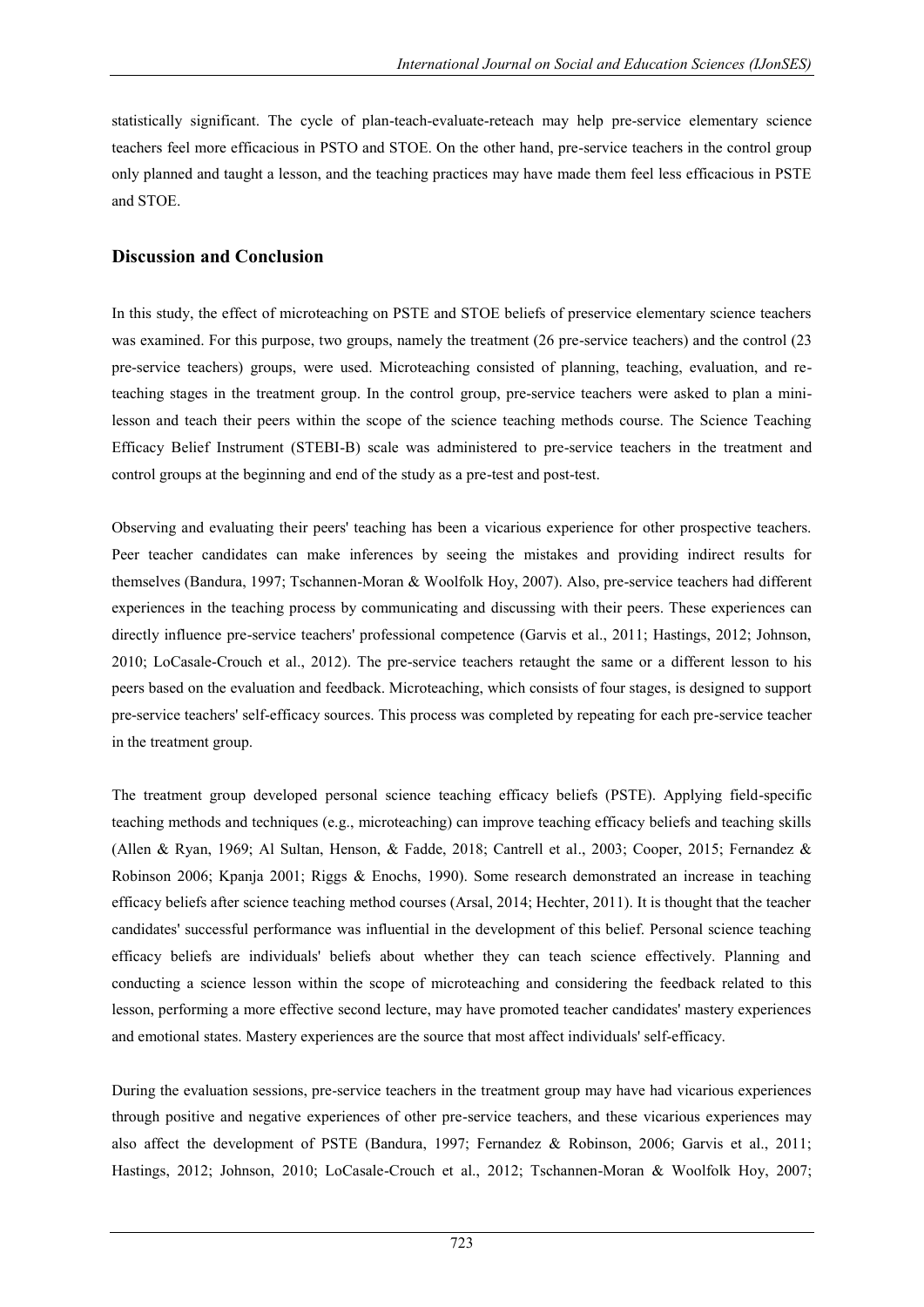statistically significant. The cycle of plan-teach-evaluate-reteach may help pre-service elementary science teachers feel more efficacious in PSTO and STOE. On the other hand, pre-service teachers in the control group only planned and taught a lesson, and the teaching practices may have made them feel less efficacious in PSTE and STOE.

## Discussion and Conclusion

In this study, the effect of microteaching on PSTE and STOE beliefs of preservice elementary science teachers was examined. For this purpose, two groups, namely the treatment (26 pre-service teachers) and the control (23 pre-service teachers) groups, were used. Microteaching consisted of planning, teaching, evaluation, and re-teaching stages in the treatment group. In the control group, pre-service teachers were asked to plan a mini-lesson and teach their peers within the scope of the science teaching methods course. The Science Teaching Efficacy Belief Instrument (STEBI-B) scale was administered to pre-service teachers in the treatment and control groups at the beginning and end of the study as a pre-test and post-test.

Observing and evaluating their peers' teaching has been a vicarious experience for other prospective teachers. Peer teacher candidates can make inferences by seeing the mistakes and providing indirect results for themselves (Bandura, 1997; Tschannen-Moran & Woolfolk Hoy, 2007). Also, pre-service teachers had different experiences in the teaching process by communicating and discussing with their peers. These experiences can directly influence pre-service teachers' professional competence (Garvis et al., 2011; Hastings, 2012; Johnson, 2010; LoCasale-Crouch et al., 2012). The pre-service teachers retaught the same or a different lesson to his peers based on the evaluation and feedback. Microteaching, which consists of four stages, is designed to support pre-service teachers' self-efficacy sources. This process was completed by repeating for each pre-service teacher in the treatment group.

The treatment group developed personal science teaching efficacy beliefs (PSTE). Applying field-specific teaching methods and techniques (e.g., microteaching) can improve teaching efficacy beliefs and teaching skills (Allen & Ryan, 1969; Al Sultan, Henson, & Fadde, 2018; Cantrell et al., 2003; Cooper, 2015; Fernandez & Robinson 2006; Kpanja 2001; Riggs & Enochs, 1990). Some research demonstrated an increase in teaching efficacy beliefs after science teaching method courses (Arsal, 2014; Hechter, 2011). It is thought that the teacher candidates' successful performance was influential in the development of this belief. Personal science teaching efficacy beliefs are individuals' beliefs about whether they can teach science effectively. Planning and conducting a science lesson within the scope of microteaching and considering the feedback related to this lesson, performing a more effective second lecture, may have promoted teacher candidates' mastery experiences and emotional states. Mastery experiences are the source that most affect individuals' self-efficacy.

During the evaluation sessions, pre-service teachers in the treatment group may have had vicarious experiences through positive and negative experiences of other pre-service teachers, and these vicarious experiences may also affect the development of PSTE (Bandura, 1997; Fernandez & Robinson, 2006; Garvis et al., 2011; Hastings, 2012; Johnson, 2010; LoCasale-Crouch et al., 2012; Tschannen-Moran & Woolfolk Hoy, 2007;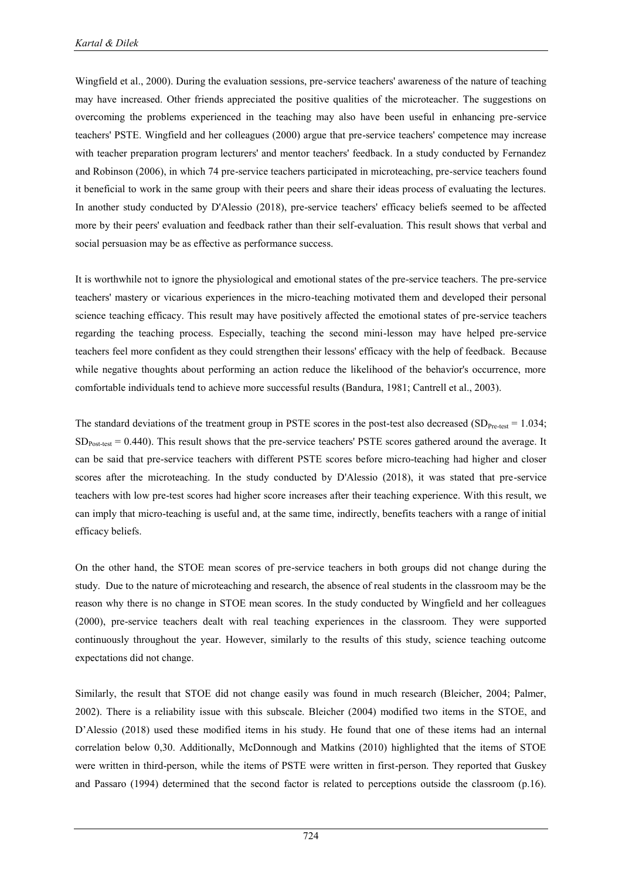Wingfield et al., 2000). During the evaluation sessions, pre-service teachers' awareness of the nature of teaching may have increased. Other friends appreciated the positive qualities of the microteacher. The suggestions on overcoming the problems experienced in the teaching may also have been useful in enhancing pre-service teachers' PSTE. Wingfield and her colleagues (2000) argue that pre-service teachers' competence may increase with teacher preparation program lecturers' and mentor teachers' feedback. In a study conducted by Fernandez and Robinson (2006), in which 74 pre-service teachers participated in microteaching, pre-service teachers found it beneficial to work in the same group with their peers and share their ideas process of evaluating the lectures. In another study conducted by D'Alessio (2018), pre-service teachers' efficacy beliefs seemed to be affected more by their peers' evaluation and feedback rather than their self-evaluation. This result shows that verbal and social persuasion may be as effective as performance success.

It is worthwhile not to ignore the physiological and emotional states of the pre-service teachers. The pre-service teachers' mastery or vicarious experiences in the micro-teaching motivated them and developed their personal science teaching efficacy. This result may have positively affected the emotional states of pre-service teachers regarding the teaching process. Especially, teaching the second mini-lesson may have helped pre-service teachers feel more confident as they could strengthen their lessons' efficacy with the help of feedback. Because while negative thoughts about performing an action reduce the likelihood of the behavior's occurrence, more comfortable individuals tend to achieve more successful results (Bandura, 1981; Cantrell et al., 2003).

The standard deviations of the treatment group in PSTE scores in the post-test also decreased ($SD_{Pre\text{-}test} = 1.034$; $SD_{Post\text{-}test} = 0.440$). This result shows that the pre-service teachers' PSTE scores gathered around the average. It can be said that pre-service teachers with different PSTE scores before micro-teaching had higher and closer scores after the microteaching. In the study conducted by D'Alessio (2018), it was stated that pre-service teachers with low pre-test scores had higher score increases after their teaching experience. With this result, we can imply that micro-teaching is useful and, at the same time, indirectly, benefits teachers with a range of initial efficacy beliefs.

On the other hand, the STOE mean scores of pre-service teachers in both groups did not change during the study. Due to the nature of microteaching and research, the absence of real students in the classroom may be the reason why there is no change in STOE mean scores. In the study conducted by Wingfield and her colleagues (2000), pre-service teachers dealt with real teaching experiences in the classroom. They were supported continuously throughout the year. However, similarly to the results of this study, science teaching outcome expectations did not change.

Similarly, the result that STOE did not change easily was found in much research (Bleicher, 2004; Palmer, 2002). There is a reliability issue with this subscale. Bleicher (2004) modified two items in the STOE, and D'Alessio (2018) used these modified items in his study. He found that one of these items had an internal correlation below 0,30. Additionally, McDonnough and Matkins (2010) highlighted that the items of STOE were written in third-person, while the items of PSTE were written in first-person. They reported that Guskey and Passaro (1994) determined that the second factor is related to perceptions outside the classroom (p.16).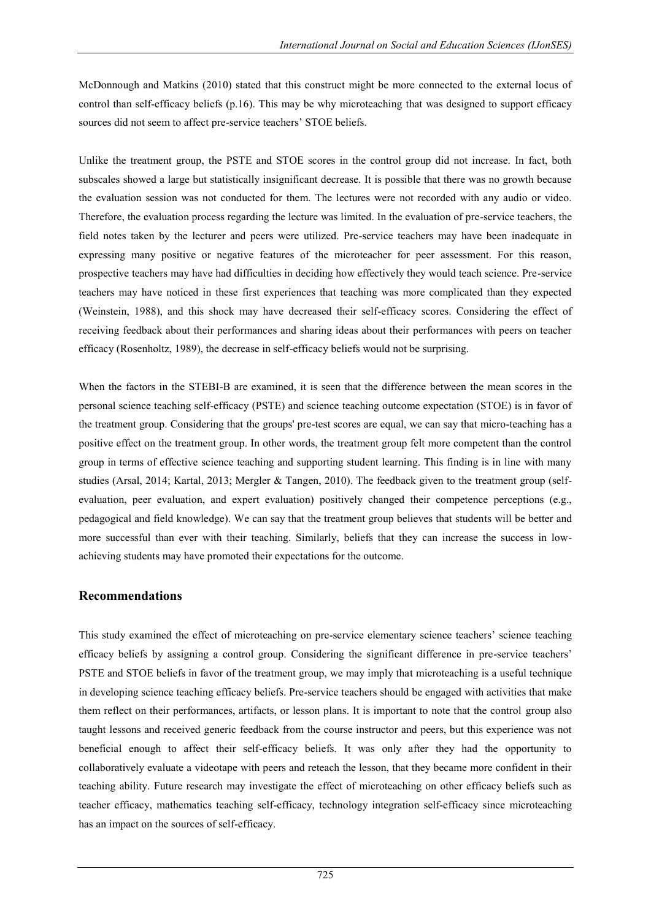McDonnough and Matkins (2010) stated that this construct might be more connected to the external locus of control than self-efficacy beliefs (p.16). This may be why microteaching that was designed to support efficacy sources did not seem to affect pre-service teachers' STOE beliefs.

Unlike the treatment group, the PSTE and STOE scores in the control group did not increase. In fact, both subscales showed a large but statistically insignificant decrease. It is possible that there was no growth because the evaluation session was not conducted for them. The lectures were not recorded with any audio or video. Therefore, the evaluation process regarding the lecture was limited. In the evaluation of pre-service teachers, the field notes taken by the lecturer and peers were utilized. Pre-service teachers may have been inadequate in expressing many positive or negative features of the microteacher for peer assessment. For this reason, prospective teachers may have had difficulties in deciding how effectively they would teach science. Pre-service teachers may have noticed in these first experiences that teaching was more complicated than they expected (Weinstein, 1988), and this shock may have decreased their self-efficacy scores. Considering the effect of receiving feedback about their performances and sharing ideas about their performances with peers on teacher efficacy (Rosenholtz, 1989), the decrease in self-efficacy beliefs would not be surprising.

When the factors in the STEBI-B are examined, it is seen that the difference between the mean scores in the personal science teaching self-efficacy (PSTE) and science teaching outcome expectation (STOE) is in favor of the treatment group. Considering that the groups' pre-test scores are equal, we can say that micro-teaching has a positive effect on the treatment group. In other words, the treatment group felt more competent than the control group in terms of effective science teaching and supporting student learning. This finding is in line with many studies (Arsal, 2014; Kartal, 2013; Mergler & Tangen, 2010). The feedback given to the treatment group (self-evaluation, peer evaluation, and expert evaluation) positively changed their competence perceptions (e.g., pedagogical and field knowledge). We can say that the treatment group believes that students will be better and more successful than ever with their teaching. Similarly, beliefs that they can increase the success in low-achieving students may have promoted their expectations for the outcome.

## Recommendations

This study examined the effect of microteaching on pre-service elementary science teachers' science teaching efficacy beliefs by assigning a control group. Considering the significant difference in pre-service teachers' PSTE and STOE beliefs in favor of the treatment group, we may imply that microteaching is a useful technique in developing science teaching efficacy beliefs. Pre-service teachers should be engaged with activities that make them reflect on their performances, artifacts, or lesson plans. It is important to note that the control group also taught lessons and received generic feedback from the course instructor and peers, but this experience was not beneficial enough to affect their self-efficacy beliefs. It was only after they had the opportunity to collaboratively evaluate a videotape with peers and reteach the lesson, that they became more confident in their teaching ability. Future research may investigate the effect of microteaching on other efficacy beliefs such as teacher efficacy, mathematics teaching self-efficacy, technology integration self-efficacy since microteaching has an impact on the sources of self-efficacy.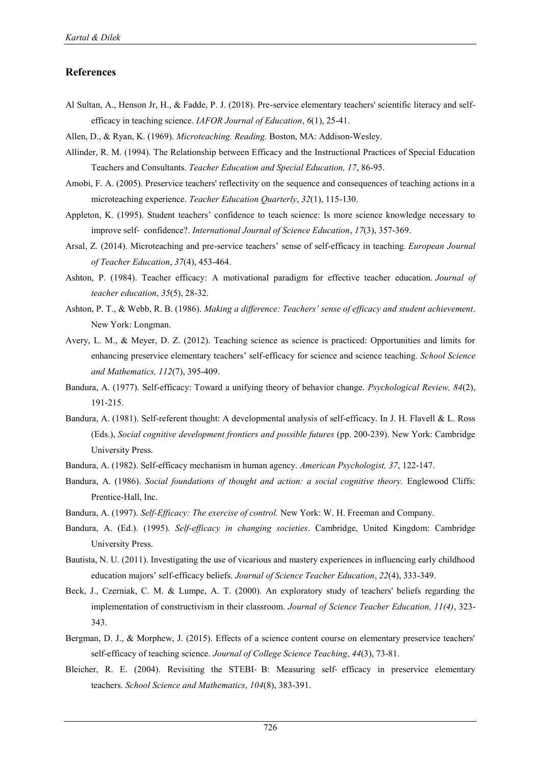## References

Al Sultan, A., Henson Jr, H., & Fadde, P. J. (2018). Pre-service elementary teachers' scientific literacy and self-efficacy in teaching science. *IAFOR Journal of Education*, *6*(1), 25-41.

Allen, D., & Ryan, K. (1969). *Microteaching. Reading.* Boston, MA: Addison-Wesley.

Allinder, R. M. (1994). The Relationship between Efficacy and the Instructional Practices of Special Education Teachers and Consultants. *Teacher Education and Special Education, 17*, 86-95.

Amobi, F. A. (2005). Preservice teachers' reflectivity on the sequence and consequences of teaching actions in a microteaching experience. *Teacher Education Quarterly*, *32*(1), 115-130.

Appleton, K. (1995). Student teachers' confidence to teach science: Is more science knowledge necessary to improve self- confidence?. *International Journal of Science Education*, *17*(3), 357-369.

Arsal, Z. (2014). Microteaching and pre-service teachers' sense of self-efficacy in teaching. *European Journal of Teacher Education*, *37*(4), 453-464.

Ashton, P. (1984). Teacher efficacy: A motivational paradigm for effective teacher education. *Journal of teacher education*, *35*(5), 28-32.

Ashton, P. T., & Webb, R. B. (1986). *Making a difference: Teachers' sense of efficacy and student achievement*. New York: Longman.

Avery, L. M., & Meyer, D. Z. (2012). Teaching science as science is practiced: Opportunities and limits for enhancing preservice elementary teachers' self-efficacy for science and science teaching. *School Science and Mathematics, 112*(7), 395-409.

Bandura, A. (1977). Self-efficacy: Toward a unifying theory of behavior change. *Psychological Review, 84*(2), 191-215.

Bandura, A. (1981). Self-referent thought: A developmental analysis of self-efficacy. In J. H. Flavell & L. Ross (Eds.), *Social cognitive development frontiers and possible futures* (pp. 200-239). New York: Cambridge University Press.

Bandura, A. (1982). Self-efficacy mechanism in human agency. *American Psychologist, 37*, 122-147.

Bandura, A. (1986). *Social foundations of thought and action: a social cognitive theory.* Englewood Cliffs: Prentice-Hall, Inc.

Bandura, A. (1997). *Self-Efficacy: The exercise of control.* New York: W. H. Freeman and Company.

Bandura, A. (Ed.). (1995). *Self-efficacy in changing societies*. Cambridge, United Kingdom: Cambridge University Press.

Bautista, N. U. (2011). Investigating the use of vicarious and mastery experiences in influencing early childhood education majors' self-efficacy beliefs. *Journal of Science Teacher Education*, *22*(4), 333-349.

Beck, J., Czerniak, C. M. & Lumpe, A. T. (2000). An exploratory study of teachers' beliefs regarding the implementation of constructivism in their classroom. *Journal of Science Teacher Education, 11(4)*, 323-343.

Bergman, D. J., & Morphew, J. (2015). Effects of a science content course on elementary preservice teachers' self-efficacy of teaching science. *Journal of College Science Teaching*, *44*(3), 73-81.

Bleicher, R. E. (2004). Revisiting the STEBI- B: Measuring self- efficacy in preservice elementary teachers. *School Science and Mathematics*, *104*(8), 383-391.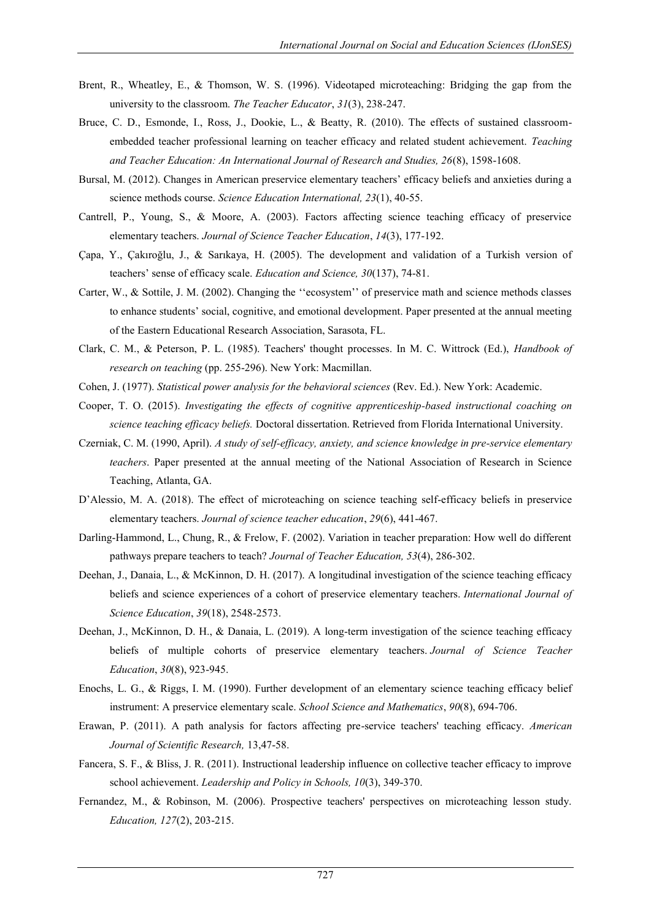Brent, R., Wheatley, E., & Thomson, W. S. (1996). Videotaped microteaching: Bridging the gap from the university to the classroom. *The Teacher Educator*, *31*(3), 238-247.

Bruce, C. D., Esmonde, I., Ross, J., Dookie, L., & Beatty, R. (2010). The effects of sustained classroom-embedded teacher professional learning on teacher efficacy and related student achievement. *Teaching and Teacher Education: An International Journal of Research and Studies, 26*(8), 1598-1608.

Bursal, M. (2012). Changes in American preservice elementary teachers' efficacy beliefs and anxieties during a science methods course. *Science Education International, 23*(1), 40-55.

Cantrell, P., Young, S., & Moore, A. (2003). Factors affecting science teaching efficacy of preservice elementary teachers. *Journal of Science Teacher Education*, *14*(3), 177-192.

Çapa, Y., Çakıroğlu, J., & Sarıkaya, H. (2005). The development and validation of a Turkish version of teachers' sense of efficacy scale. *Education and Science, 30*(137), 74-81.

Carter, W., & Sottile, J. M. (2002). Changing the ''ecosystem'' of preservice math and science methods classes to enhance students' social, cognitive, and emotional development. Paper presented at the annual meeting of the Eastern Educational Research Association, Sarasota, FL.

Clark, C. M., & Peterson, P. L. (1985). Teachers' thought processes. In M. C. Wittrock (Ed.), *Handbook of research on teaching* (pp. 255-296). New York: Macmillan.

Cohen, J. (1977). *Statistical power analysis for the behavioral sciences* (Rev. Ed.). New York: Academic.

Cooper, T. O. (2015). *Investigating the effects of cognitive apprenticeship-based instructional coaching on science teaching efficacy beliefs.* Doctoral dissertation. Retrieved from Florida International University.

Czerniak, C. M. (1990, April). *A study of self-efficacy, anxiety, and science knowledge in pre-service elementary teachers*. Paper presented at the annual meeting of the National Association of Research in Science Teaching, Atlanta, GA.

D'Alessio, M. A. (2018). The effect of microteaching on science teaching self-efficacy beliefs in preservice elementary teachers. *Journal of science teacher education*, *29*(6), 441-467.

Darling-Hammond, L., Chung, R., & Frelow, F. (2002). Variation in teacher preparation: How well do different pathways prepare teachers to teach? *Journal of Teacher Education, 53*(4), 286-302.

Deehan, J., Danaia, L., & McKinnon, D. H. (2017). A longitudinal investigation of the science teaching efficacy beliefs and science experiences of a cohort of preservice elementary teachers. *International Journal of Science Education*, *39*(18), 2548-2573.

Deehan, J., McKinnon, D. H., & Danaia, L. (2019). A long-term investigation of the science teaching efficacy beliefs of multiple cohorts of preservice elementary teachers. *Journal of Science Teacher Education*, *30*(8), 923-945.

Enochs, L. G., & Riggs, I. M. (1990). Further development of an elementary science teaching efficacy belief instrument: A preservice elementary scale. *School Science and Mathematics*, *90*(8), 694-706.

Erawan, P. (2011). A path analysis for factors affecting pre-service teachers' teaching efficacy. *American Journal of Scientific Research,* 13,47-58.

Fancera, S. F., & Bliss, J. R. (2011). Instructional leadership influence on collective teacher efficacy to improve school achievement. *Leadership and Policy in Schools, 10*(3), 349-370.

Fernandez, M., & Robinson, M. (2006). Prospective teachers' perspectives on microteaching lesson study. *Education, 127*(2), 203-215.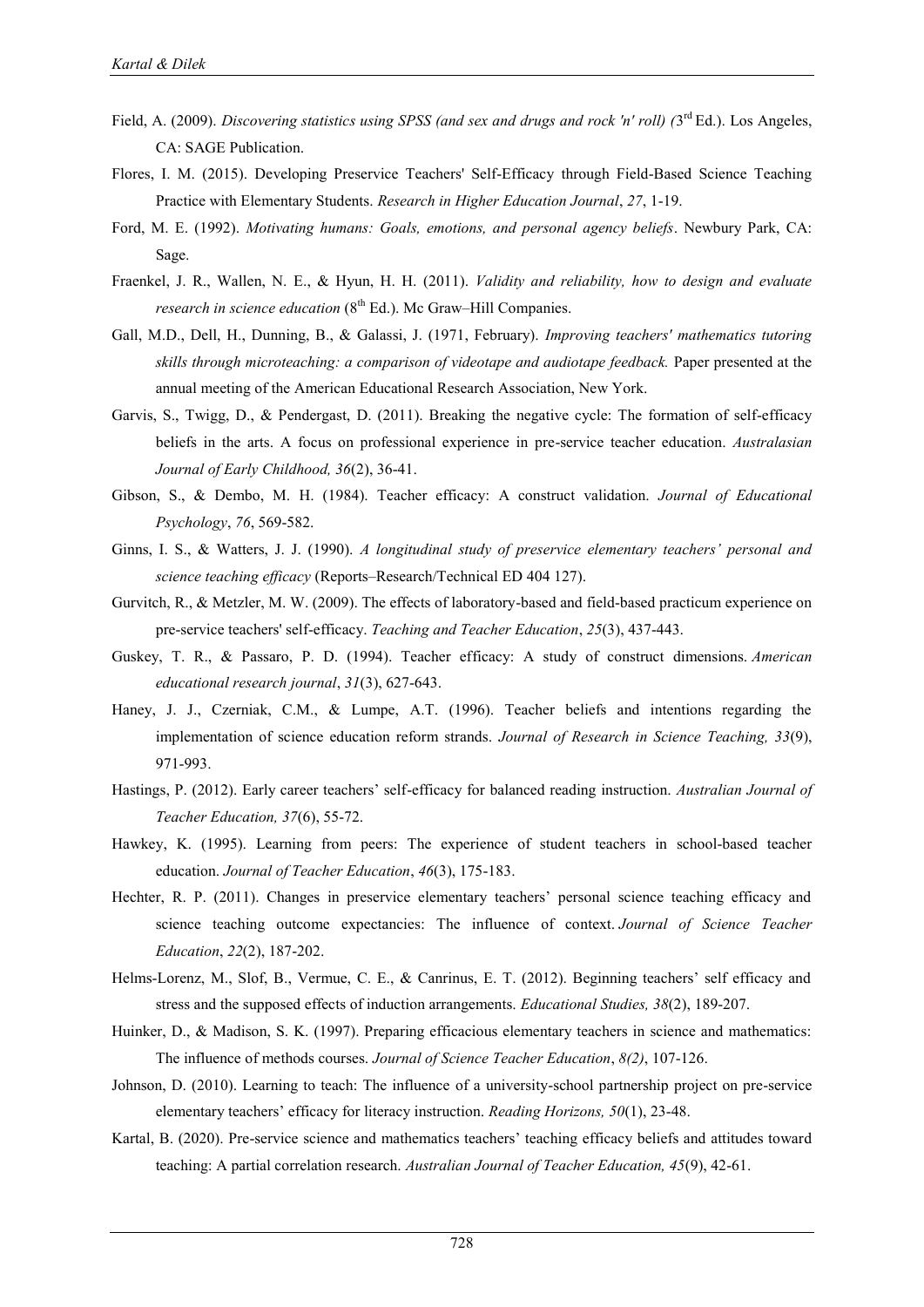Field, A. (2009). *Discovering statistics using SPSS (and sex and drugs and rock 'n' roll) (*3rd Ed.). Los Angeles, CA: SAGE Publication.

Flores, I. M. (2015). Developing Preservice Teachers' Self-Efficacy through Field-Based Science Teaching Practice with Elementary Students. *Research in Higher Education Journal*, *27*, 1-19.

Ford, M. E. (1992). *Motivating humans: Goals, emotions, and personal agency beliefs*. Newbury Park, CA: Sage.

Fraenkel, J. R., Wallen, N. E., & Hyun, H. H. (2011). *Validity and reliability, how to design and evaluate research in science education* (8th Ed.). Mc Graw–Hill Companies.

Gall, M.D., Dell, H., Dunning, B., & Galassi, J. (1971, February). *Improving teachers' mathematics tutoring skills through microteaching: a comparison of videotape and audiotape feedback.* Paper presented at the annual meeting of the American Educational Research Association, New York.

Garvis, S., Twigg, D., & Pendergast, D. (2011). Breaking the negative cycle: The formation of self-efficacy beliefs in the arts. A focus on professional experience in pre-service teacher education. *Australasian Journal of Early Childhood, 36*(2), 36-41.

Gibson, S., & Dembo, M. H. (1984). Teacher efficacy: A construct validation. *Journal of Educational Psychology*, *76*, 569-582.

Ginns, I. S., & Watters, J. J. (1990). *A longitudinal study of preservice elementary teachers' personal and science teaching efficacy* (Reports–Research/Technical ED 404 127).

Gurvitch, R., & Metzler, M. W. (2009). The effects of laboratory-based and field-based practicum experience on pre-service teachers' self-efficacy. *Teaching and Teacher Education*, *25*(3), 437-443.

Guskey, T. R., & Passaro, P. D. (1994). Teacher efficacy: A study of construct dimensions. *American educational research journal*, *31*(3), 627-643.

Haney, J. J., Czerniak, C.M., & Lumpe, A.T. (1996). Teacher beliefs and intentions regarding the implementation of science education reform strands. *Journal of Research in Science Teaching, 33*(9), 971-993.

Hastings, P. (2012). Early career teachers' self-efficacy for balanced reading instruction. *Australian Journal of Teacher Education, 37*(6), 55-72.

Hawkey, K. (1995). Learning from peers: The experience of student teachers in school-based teacher education. *Journal of Teacher Education*, *46*(3), 175-183.

Hechter, R. P. (2011). Changes in preservice elementary teachers' personal science teaching efficacy and science teaching outcome expectancies: The influence of context. *Journal of Science Teacher Education*, *22*(2), 187-202.

Helms-Lorenz, M., Slof, B., Vermue, C. E., & Canrinus, E. T. (2012). Beginning teachers' self efficacy and stress and the supposed effects of induction arrangements. *Educational Studies, 38*(2), 189-207.

Huinker, D., & Madison, S. K. (1997). Preparing efficacious elementary teachers in science and mathematics: The influence of methods courses. *Journal of Science Teacher Education*, *8(2)*, 107-126.

Johnson, D. (2010). Learning to teach: The influence of a university-school partnership project on pre-service elementary teachers' efficacy for literacy instruction. *Reading Horizons, 50*(1), 23-48.

Kartal, B. (2020). Pre-service science and mathematics teachers' teaching efficacy beliefs and attitudes toward teaching: A partial correlation research. *Australian Journal of Teacher Education, 45*(9), 42-61.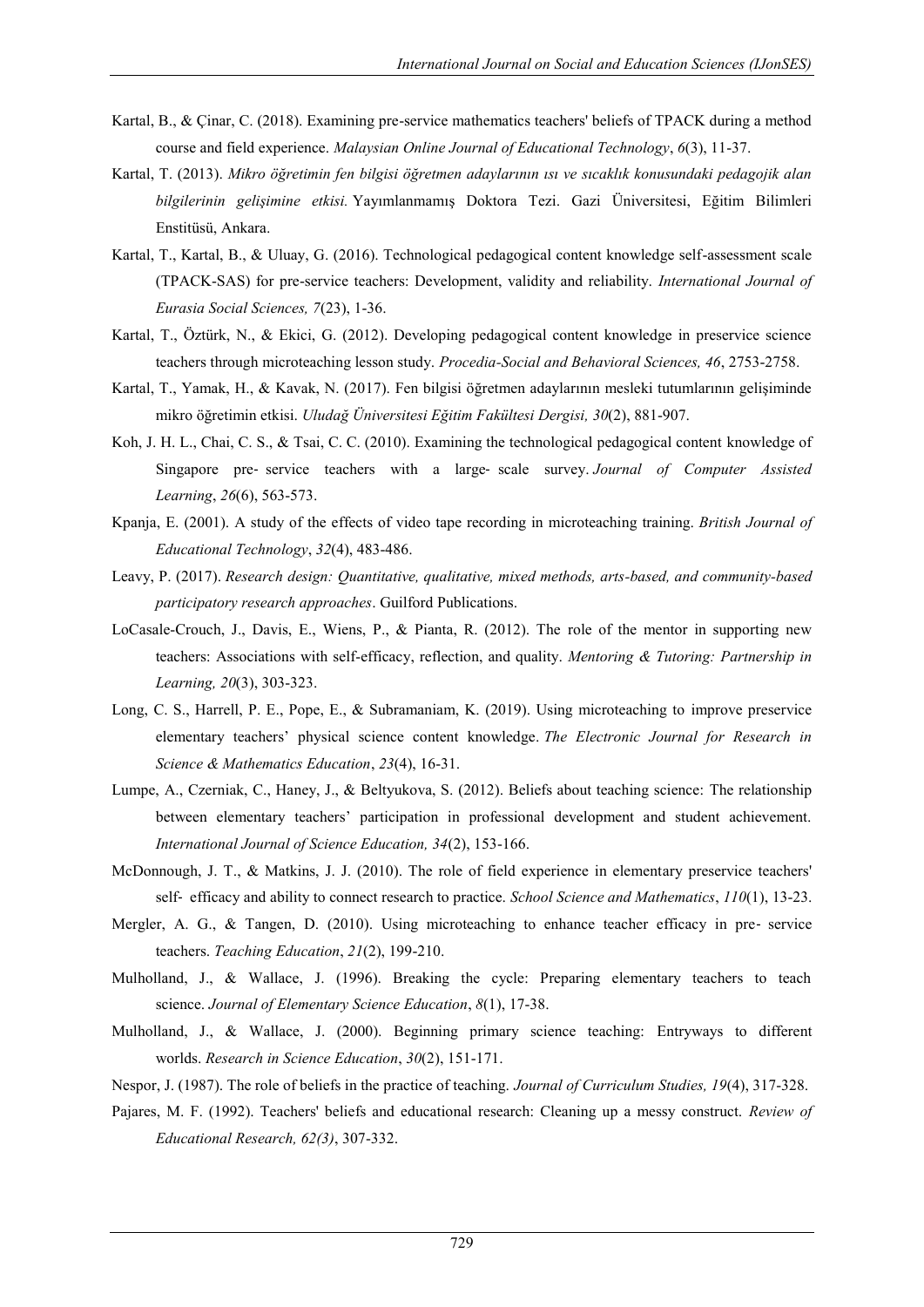Kartal, B., & Çinar, C. (2018). Examining pre-service mathematics teachers' beliefs of TPACK during a method course and field experience. *Malaysian Online Journal of Educational Technology*, *6*(3), 11-37.

Kartal, T. (2013). *Mikro öğretimin fen bilgisi öğretmen adaylarının ısı ve sıcaklık konusundaki pedagojik alan bilgilerinin gelişimine etkisi.* Yayımlanmamış Doktora Tezi. Gazi Üniversitesi, Eğitim Bilimleri Enstitüsü, Ankara.

Kartal, T., Kartal, B., & Uluay, G. (2016). Technological pedagogical content knowledge self-assessment scale (TPACK-SAS) for pre-service teachers: Development, validity and reliability. *International Journal of Eurasia Social Sciences, 7*(23), 1-36.

Kartal, T., Öztürk, N., & Ekici, G. (2012). Developing pedagogical content knowledge in preservice science teachers through microteaching lesson study. *Procedia-Social and Behavioral Sciences, 46*, 2753-2758.

Kartal, T., Yamak, H., & Kavak, N. (2017). Fen bilgisi öğretmen adaylarının mesleki tutumlarının gelişiminde mikro öğretimin etkisi. *Uludağ Üniversitesi Eğitim Fakültesi Dergisi, 30*(2), 881-907.

Koh, J. H. L., Chai, C. S., & Tsai, C. C. (2010). Examining the technological pedagogical content knowledge of Singapore pre- service teachers with a large- scale survey. *Journal of Computer Assisted Learning*, *26*(6), 563-573.

Kpanja, E. (2001). A study of the effects of video tape recording in microteaching training. *British Journal of Educational Technology*, *32*(4), 483-486.

Leavy, P. (2017). *Research design: Quantitative, qualitative, mixed methods, arts-based, and community-based participatory research approaches*. Guilford Publications.

LoCasale-Crouch, J., Davis, E., Wiens, P., & Pianta, R. (2012). The role of the mentor in supporting new teachers: Associations with self-efficacy, reflection, and quality. *Mentoring & Tutoring: Partnership in Learning, 20*(3), 303-323.

Long, C. S., Harrell, P. E., Pope, E., & Subramaniam, K. (2019). Using microteaching to improve preservice elementary teachers' physical science content knowledge. *The Electronic Journal for Research in Science & Mathematics Education*, *23*(4), 16-31.

Lumpe, A., Czerniak, C., Haney, J., & Beltyukova, S. (2012). Beliefs about teaching science: The relationship between elementary teachers' participation in professional development and student achievement. *International Journal of Science Education, 34*(2), 153-166.

McDonnough, J. T., & Matkins, J. J. (2010). The role of field experience in elementary preservice teachers' self- efficacy and ability to connect research to practice. *School Science and Mathematics*, *110*(1), 13-23.

Mergler, A. G., & Tangen, D. (2010). Using microteaching to enhance teacher efficacy in pre- service teachers. *Teaching Education*, *21*(2), 199-210.

Mulholland, J., & Wallace, J. (1996). Breaking the cycle: Preparing elementary teachers to teach science. *Journal of Elementary Science Education*, *8*(1), 17-38.

Mulholland, J., & Wallace, J. (2000). Beginning primary science teaching: Entryways to different worlds. *Research in Science Education*, *30*(2), 151-171.

Nespor, J. (1987). The role of beliefs in the practice of teaching. *Journal of Curriculum Studies, 19*(4), 317-328.

Pajares, M. F. (1992). Teachers' beliefs and educational research: Cleaning up a messy construct. *Review of Educational Research, 62(3)*, 307-332.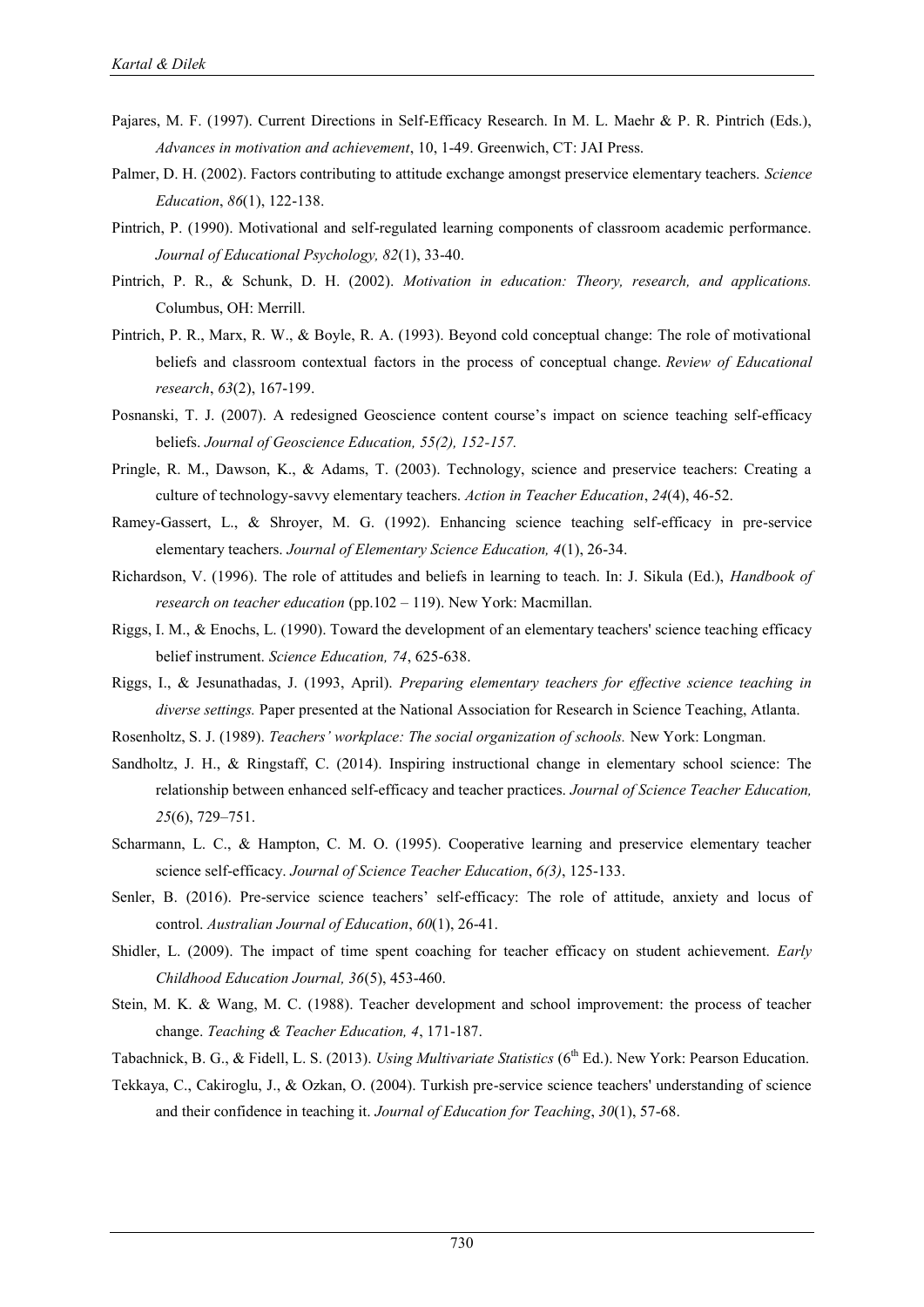Pajares, M. F. (1997). Current Directions in Self-Efficacy Research. In M. L. Maehr & P. R. Pintrich (Eds.), *Advances in motivation and achievement*, 10, 1-49. Greenwich, CT: JAI Press.

Palmer, D. H. (2002). Factors contributing to attitude exchange amongst preservice elementary teachers. *Science Education*, *86*(1), 122-138.

Pintrich, P. (1990). Motivational and self-regulated learning components of classroom academic performance. *Journal of Educational Psychology, 82*(1), 33-40.

Pintrich, P. R., & Schunk, D. H. (2002). *Motivation in education: Theory, research, and applications.* Columbus, OH: Merrill.

Pintrich, P. R., Marx, R. W., & Boyle, R. A. (1993). Beyond cold conceptual change: The role of motivational beliefs and classroom contextual factors in the process of conceptual change. *Review of Educational research*, *63*(2), 167-199.

Posnanski, T. J. (2007). A redesigned Geoscience content course's impact on science teaching self-efficacy beliefs. *Journal of Geoscience Education, 55(2), 152-157.*

Pringle, R. M., Dawson, K., & Adams, T. (2003). Technology, science and preservice teachers: Creating a culture of technology-savvy elementary teachers. *Action in Teacher Education*, *24*(4), 46-52.

Ramey-Gassert, L., & Shroyer, M. G. (1992). Enhancing science teaching self-efficacy in pre-service elementary teachers. *Journal of Elementary Science Education, 4*(1), 26-34.

Richardson, V. (1996). The role of attitudes and beliefs in learning to teach. In: J. Sikula (Ed.), *Handbook of research on teacher education* (pp.102 – 119). New York: Macmillan.

Riggs, I. M., & Enochs, L. (1990). Toward the development of an elementary teachers' science teaching efficacy belief instrument. *Science Education, 74*, 625-638.

Riggs, I., & Jesunathadas, J. (1993, April). *Preparing elementary teachers for effective science teaching in diverse settings.* Paper presented at the National Association for Research in Science Teaching, Atlanta.

Rosenholtz, S. J. (1989). *Teachers' workplace: The social organization of schools.* New York: Longman.

Sandholtz, J. H., & Ringstaff, C. (2014). Inspiring instructional change in elementary school science: The relationship between enhanced self-efficacy and teacher practices. *Journal of Science Teacher Education, 25*(6), 729–751.

Scharmann, L. C., & Hampton, C. M. O. (1995). Cooperative learning and preservice elementary teacher science self-efficacy. *Journal of Science Teacher Education*, *6(3)*, 125-133.

Senler, B. (2016). Pre-service science teachers' self-efficacy: The role of attitude, anxiety and locus of control. *Australian Journal of Education*, *60*(1), 26-41.

Shidler, L. (2009). The impact of time spent coaching for teacher efficacy on student achievement. *Early Childhood Education Journal, 36*(5), 453-460.

Stein, M. K. & Wang, M. C. (1988). Teacher development and school improvement: the process of teacher change. *Teaching & Teacher Education, 4*, 171-187.

Tabachnick, B. G., & Fidell, L. S. (2013). *Using Multivariate Statistics* (6th Ed.). New York: Pearson Education.

Tekkaya, C., Cakiroglu, J., & Ozkan, O. (2004). Turkish pre-service science teachers' understanding of science and their confidence in teaching it. *Journal of Education for Teaching*, *30*(1), 57-68.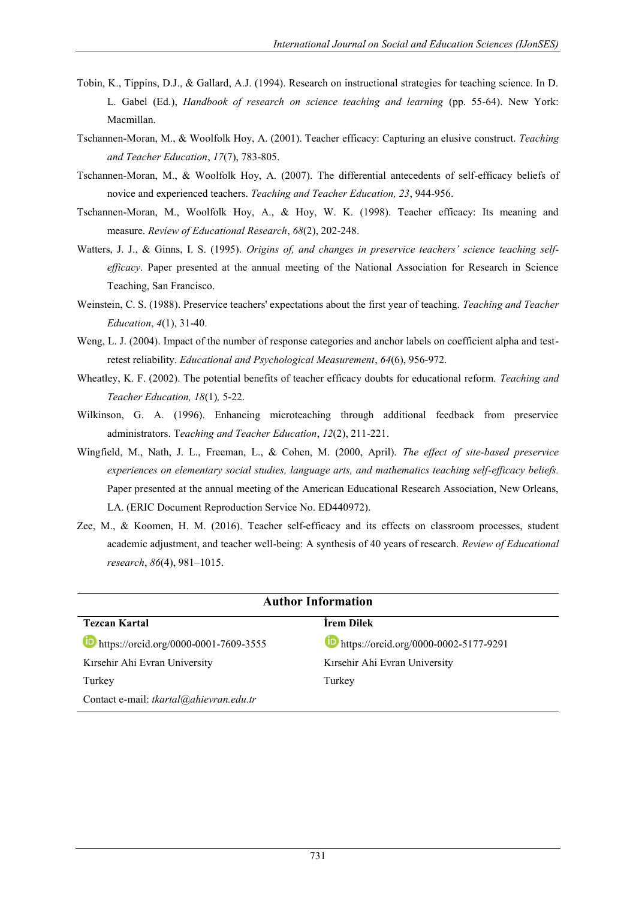Tobin, K., Tippins, D.J., & Gallard, A.J. (1994). Research on instructional strategies for teaching science. In D. L. Gabel (Ed.), *Handbook of research on science teaching and learning* (pp. 55-64). New York: Macmillan.

Tschannen-Moran, M., & Woolfolk Hoy, A. (2001). Teacher efficacy: Capturing an elusive construct. *Teaching and Teacher Education*, *17*(7), 783-805.

Tschannen-Moran, M., & Woolfolk Hoy, A. (2007). The differential antecedents of self-efficacy beliefs of novice and experienced teachers. *Teaching and Teacher Education, 23*, 944-956.

Tschannen-Moran, M., Woolfolk Hoy, A., & Hoy, W. K. (1998). Teacher efficacy: Its meaning and measure. *Review of Educational Research*, *68*(2), 202-248.

Watters, J. J., & Ginns, I. S. (1995). *Origins of, and changes in preservice teachers' science teaching self-efficacy*. Paper presented at the annual meeting of the National Association for Research in Science Teaching, San Francisco.

Weinstein, C. S. (1988). Preservice teachers' expectations about the first year of teaching. *Teaching and Teacher Education*, *4*(1), 31-40.

Weng, L. J. (2004). Impact of the number of response categories and anchor labels on coefficient alpha and test-retest reliability. *Educational and Psychological Measurement*, *64*(6), 956-972.

Wheatley, K. F. (2002). The potential benefits of teacher efficacy doubts for educational reform. *Teaching and Teacher Education, 18*(1)*,* 5-22.

Wilkinson, G. A. (1996). Enhancing microteaching through additional feedback from preservice administrators. T*eaching and Teacher Education*, *12*(2), 211-221.

Wingfield, M., Nath, J. L., Freeman, L., & Cohen, M. (2000, April). *The effect of site-based preservice experiences on elementary social studies, language arts, and mathematics teaching self-efficacy beliefs.* Paper presented at the annual meeting of the American Educational Research Association, New Orleans, LA. (ERIC Document Reproduction Service No. ED440972).

Zee, M., & Koomen, H. M. (2016). Teacher self-efficacy and its effects on classroom processes, student academic adjustment, and teacher well-being: A synthesis of 40 years of research. *Review of Educational research*, *86*(4), 981–1015.

## Author Information

| **Tezcan Kartal** | **İrem Dilek** |
|---|---|
| https://orcid.org/0000-0001-7609-3555 | https://orcid.org/0000-0002-5177-9291 |
| Kırsehir Ahi Evran University | Kırsehir Ahi Evran University |
| Turkey | Turkey |
| Contact e-mail: *tkartal@ahievran.edu.tr* | |